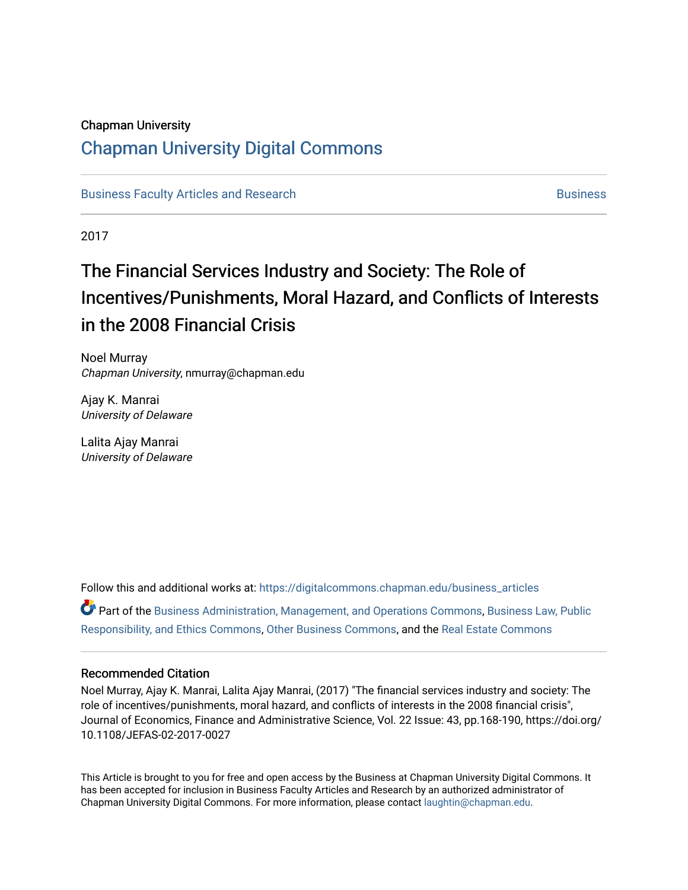Chapman University

# Chapman University Digital Commons

Business Faculty Articles and Research | Business

2017

## The Financial Services Industry and Society: The Role of Incentives/Punishments, Moral Hazard, and Conflicts of Interests in the 2008 Financial Crisis

Noel Murray
*Chapman University*, nmurray@chapman.edu

Ajay K. Manrai
*University of Delaware*

Lalita Ajay Manrai
*University of Delaware*

Follow this and additional works at: https://digitalcommons.chapman.edu/business_articles

Part of the Business Administration, Management, and Operations Commons, Business Law, Public Responsibility, and Ethics Commons, Other Business Commons, and the Real Estate Commons

### Recommended Citation

Noel Murray, Ajay K. Manrai, Lalita Ajay Manrai, (2017) "The financial services industry and society: The role of incentives/punishments, moral hazard, and conflicts of interests in the 2008 financial crisis", Journal of Economics, Finance and Administrative Science, Vol. 22 Issue: 43, pp.168-190, https://doi.org/10.1108/JEFAS-02-2017-0027

This Article is brought to you for free and open access by the Business at Chapman University Digital Commons. It has been accepted for inclusion in Business Faculty Articles and Research by an authorized administrator of Chapman University Digital Commons. For more information, please contact laughtin@chapman.edu.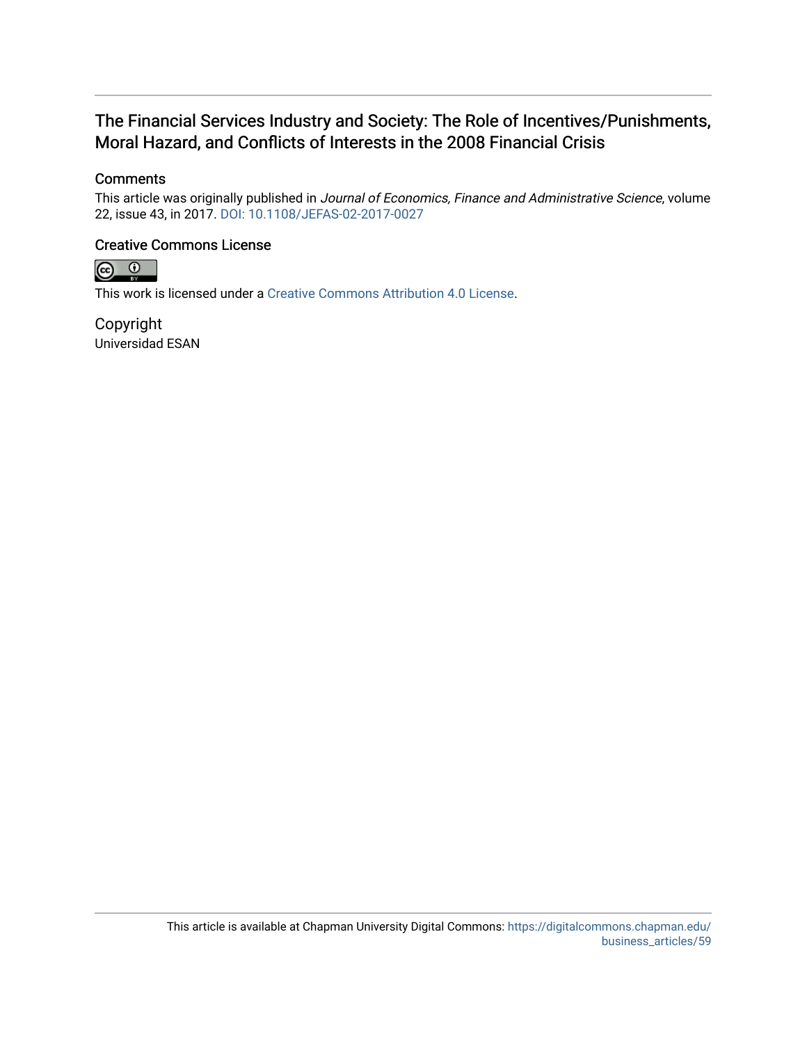# The Financial Services Industry and Society: The Role of Incentives/Punishments, Moral Hazard, and Conflicts of Interests in the 2008 Financial Crisis

## Comments

This article was originally published in *Journal of Economics, Finance and Administrative Science*, volume 22, issue 43, in 2017. DOI: 10.1108/JEFAS-02-2017-0027

## Creative Commons License

This work is licensed under a Creative Commons Attribution 4.0 License.

## Copyright

Universidad ESAN

This article is available at Chapman University Digital Commons: https://digitalcommons.chapman.edu/business_articles/59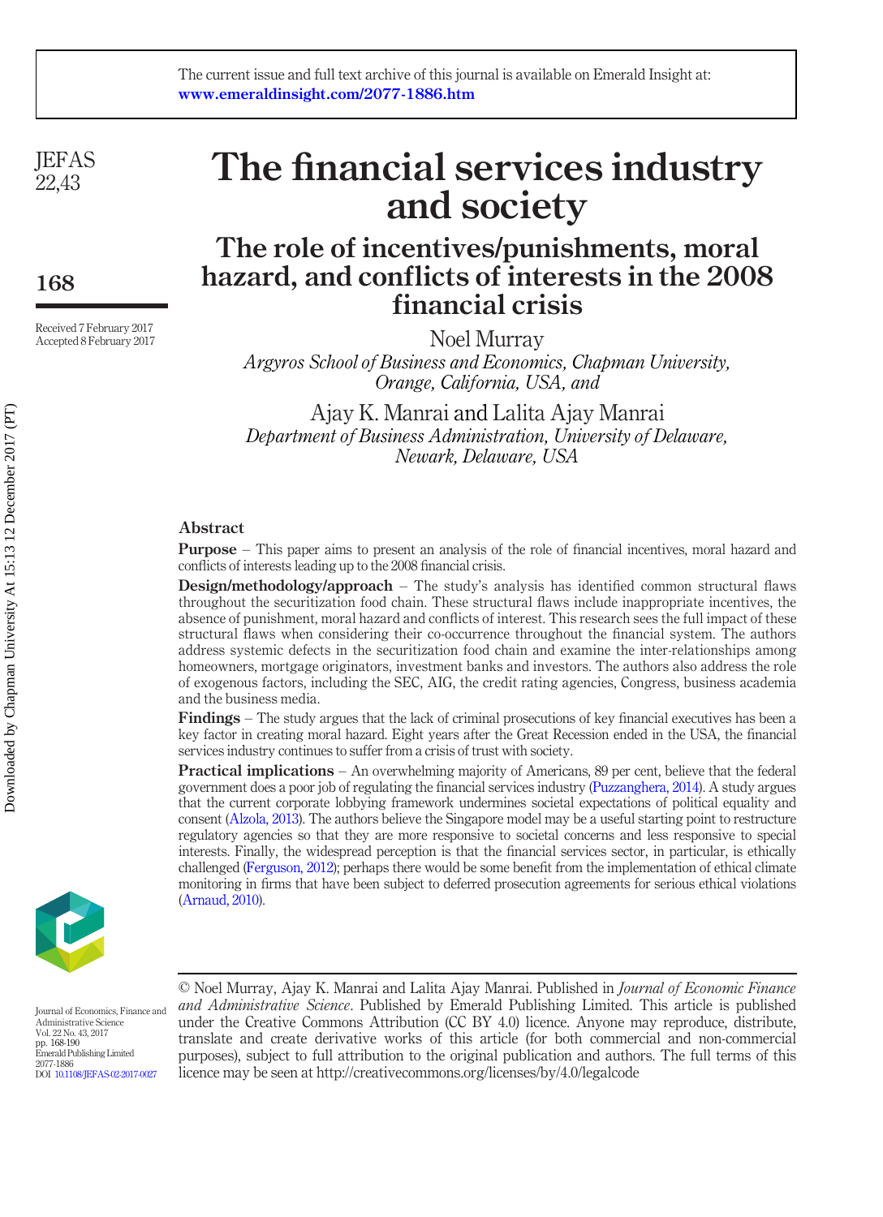# The financial services industry and society

## The role of incentives/punishments, moral hazard, and conflicts of interests in the 2008 financial crisis

Noel Murray

*Argyros School of Business and Economics, Chapman University, Orange, California, USA, and*

Ajay K. Manrai and Lalita Ajay Manrai

*Department of Business Administration, University of Delaware, Newark, Delaware, USA*

Received 7 February 2017
Accepted 8 February 2017

### Abstract

**Purpose** – This paper aims to present an analysis of the role of financial incentives, moral hazard and conflicts of interests leading up to the 2008 financial crisis.

**Design/methodology/approach** – The study's analysis has identified common structural flaws throughout the securitization food chain. These structural flaws include inappropriate incentives, the absence of punishment, moral hazard and conflicts of interest. This research sees the full impact of these structural flaws when considering their co-occurrence throughout the financial system. The authors address systemic defects in the securitization food chain and examine the inter-relationships among homeowners, mortgage originators, investment banks and investors. The authors also address the role of exogenous factors, including the SEC, AIG, the credit rating agencies, Congress, business academia and the business media.

**Findings** – The study argues that the lack of criminal prosecutions of key financial executives has been a key factor in creating moral hazard. Eight years after the Great Recession ended in the USA, the financial services industry continues to suffer from a crisis of trust with society.

**Practical implications** – An overwhelming majority of Americans, 89 per cent, believe that the federal government does a poor job of regulating the financial services industry (Puzzanghera, 2014). A study argues that the current corporate lobbying framework undermines societal expectations of political equality and consent (Alzola, 2013). The authors believe the Singapore model may be a useful starting point to restructure regulatory agencies so that they are more responsive to societal concerns and less responsive to special interests. Finally, the widespread perception is that the financial services sector, in particular, is ethically challenged (Ferguson, 2012); perhaps there would be some benefit from the implementation of ethical climate monitoring in firms that have been subject to deferred prosecution agreements for serious ethical violations (Arnaud, 2010).

© Noel Murray, Ajay K. Manrai and Lalita Ajay Manrai. Published in *Journal of Economic Finance and Administrative Science*. Published by Emerald Publishing Limited. This article is published under the Creative Commons Attribution (CC BY 4.0) licence. Anyone may reproduce, distribute, translate and create derivative works of this article (for both commercial and non-commercial purposes), subject to full attribution to the original publication and authors. The full terms of this licence may be seen at http://creativecommons.org/licenses/by/4.0/legalcode

Journal of Economics, Finance and Administrative Science
Vol. 22 No. 43, 2017
pp. 168-190
Emerald Publishing Limited
2077-1886
DOI 10.1108/JEFAS-02-2017-0027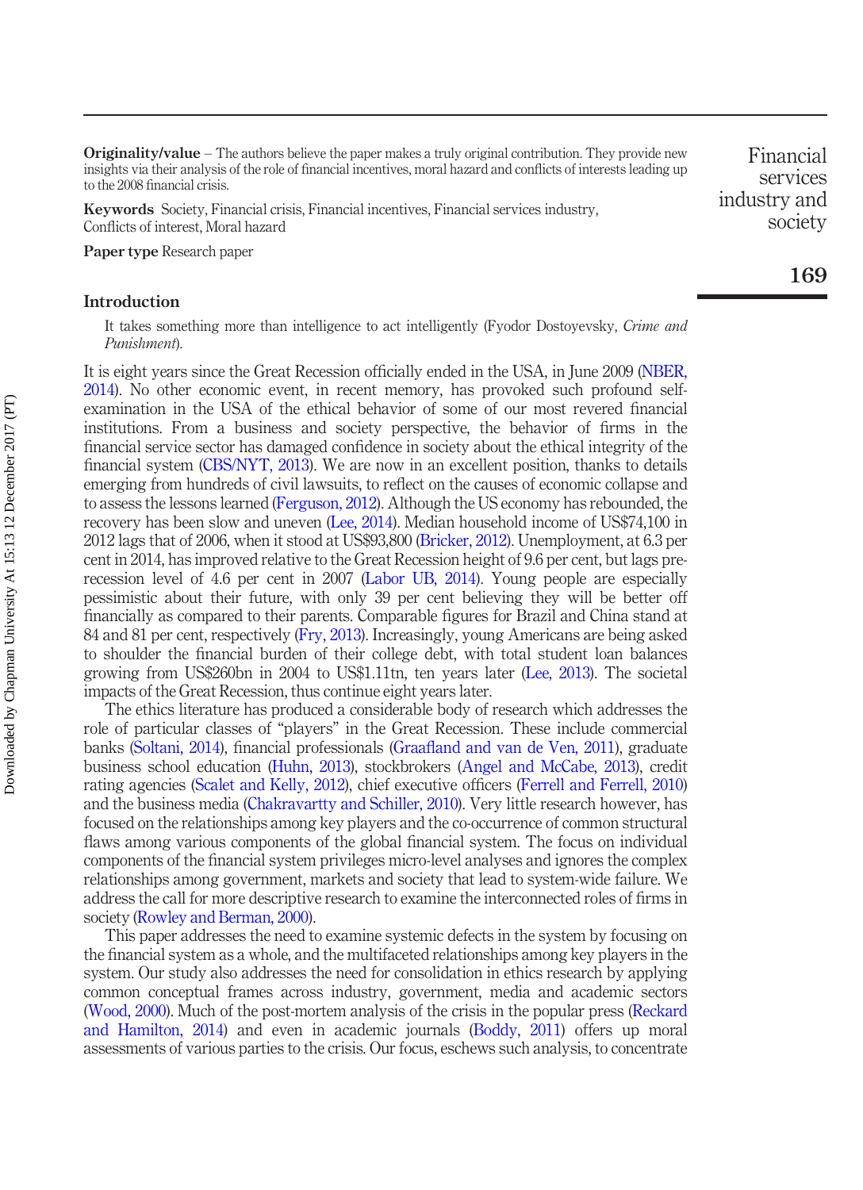**Originality/value** – The authors believe the paper makes a truly original contribution. They provide new insights via their analysis of the role of financial incentives, moral hazard and conflicts of interests leading up to the 2008 financial crisis.

**Keywords** Society, Financial crisis, Financial incentives, Financial services industry, Conflicts of interest, Moral hazard

**Paper type** Research paper

## Introduction

> It takes something more than intelligence to act intelligently (Fyodor Dostoyevsky, *Crime and Punishment*).

It is eight years since the Great Recession officially ended in the USA, in June 2009 (NBER, 2014). No other economic event, in recent memory, has provoked such profound self-examination in the USA of the ethical behavior of some of our most revered financial institutions. From a business and society perspective, the behavior of firms in the financial service sector has damaged confidence in society about the ethical integrity of the financial system (CBS/NYT, 2013). We are now in an excellent position, thanks to details emerging from hundreds of civil lawsuits, to reflect on the causes of economic collapse and to assess the lessons learned (Ferguson, 2012). Although the US economy has rebounded, the recovery has been slow and uneven (Lee, 2014). Median household income of US$74,100 in 2012 lags that of 2006, when it stood at US$93,800 (Bricker, 2012). Unemployment, at 6.3 per cent in 2014, has improved relative to the Great Recession height of 9.6 per cent, but lags pre-recession level of 4.6 per cent in 2007 (Labor UB, 2014). Young people are especially pessimistic about their future, with only 39 per cent believing they will be better off financially as compared to their parents. Comparable figures for Brazil and China stand at 84 and 81 per cent, respectively (Fry, 2013). Increasingly, young Americans are being asked to shoulder the financial burden of their college debt, with total student loan balances growing from US$260bn in 2004 to US$1.11tn, ten years later (Lee, 2013). The societal impacts of the Great Recession, thus continue eight years later.

The ethics literature has produced a considerable body of research which addresses the role of particular classes of "players" in the Great Recession. These include commercial banks (Soltani, 2014), financial professionals (Graafland and van de Ven, 2011), graduate business school education (Huhn, 2013), stockbrokers (Angel and McCabe, 2013), credit rating agencies (Scalet and Kelly, 2012), chief executive officers (Ferrell and Ferrell, 2010) and the business media (Chakravartty and Schiller, 2010). Very little research however, has focused on the relationships among key players and the co-occurrence of common structural flaws among various components of the global financial system. The focus on individual components of the financial system privileges micro-level analyses and ignores the complex relationships among government, markets and society that lead to system-wide failure. We address the call for more descriptive research to examine the interconnected roles of firms in society (Rowley and Berman, 2000).

This paper addresses the need to examine systemic defects in the system by focusing on the financial system as a whole, and the multifaceted relationships among key players in the system. Our study also addresses the need for consolidation in ethics research by applying common conceptual frames across industry, government, media and academic sectors (Wood, 2000). Much of the post-mortem analysis of the crisis in the popular press (Reckard and Hamilton, 2014) and even in academic journals (Boddy, 2011) offers up moral assessments of various parties to the crisis. Our focus, eschews such analysis, to concentrate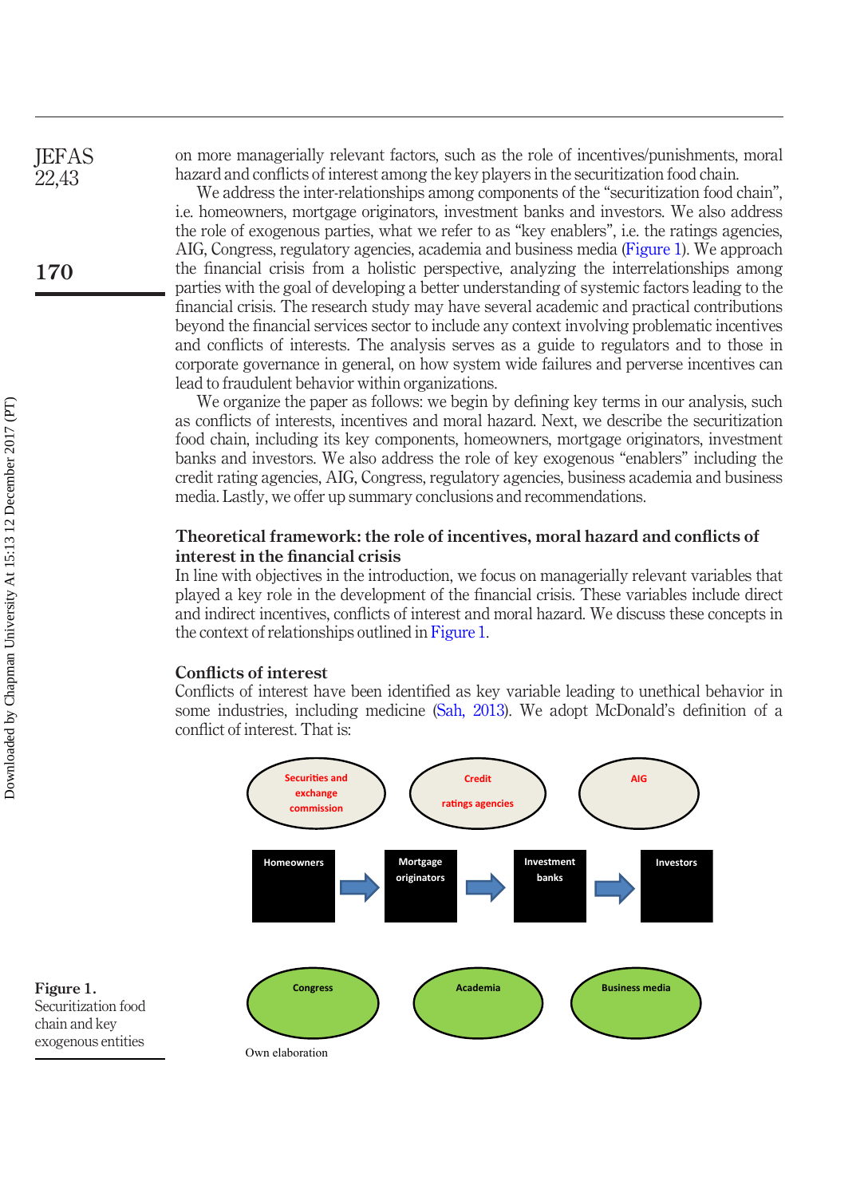on more managerially relevant factors, such as the role of incentives/punishments, moral hazard and conflicts of interest among the key players in the securitization food chain.

We address the inter-relationships among components of the "securitization food chain", i.e. homeowners, mortgage originators, investment banks and investors. We also address the role of exogenous parties, what we refer to as "key enablers", i.e. the ratings agencies, AIG, Congress, regulatory agencies, academia and business media (Figure 1). We approach the financial crisis from a holistic perspective, analyzing the interrelationships among parties with the goal of developing a better understanding of systemic factors leading to the financial crisis. The research study may have several academic and practical contributions beyond the financial services sector to include any context involving problematic incentives and conflicts of interests. The analysis serves as a guide to regulators and to those in corporate governance in general, on how system wide failures and perverse incentives can lead to fraudulent behavior within organizations.

We organize the paper as follows: we begin by defining key terms in our analysis, such as conflicts of interests, incentives and moral hazard. Next, we describe the securitization food chain, including its key components, homeowners, mortgage originators, investment banks and investors. We also address the role of key exogenous "enablers" including the credit rating agencies, AIG, Congress, regulatory agencies, business academia and business media. Lastly, we offer up summary conclusions and recommendations.

## Theoretical framework: the role of incentives, moral hazard and conflicts of interest in the financial crisis

In line with objectives in the introduction, we focus on managerially relevant variables that played a key role in the development of the financial crisis. These variables include direct and indirect incentives, conflicts of interest and moral hazard. We discuss these concepts in the context of relationships outlined in Figure 1.

### Conflicts of interest

Conflicts of interest have been identified as key variable leading to unethical behavior in some industries, including medicine (Sah, 2013). We adopt McDonald's definition of a conflict of interest. That is:

Securities and exchange commission | Credit ratings agencies | AIG

Homeowners → Mortgage originators → Investment banks → Investors

Congress | Academia | Business media

Own elaboration

**Figure 1.** Securitization food chain and key exogenous entities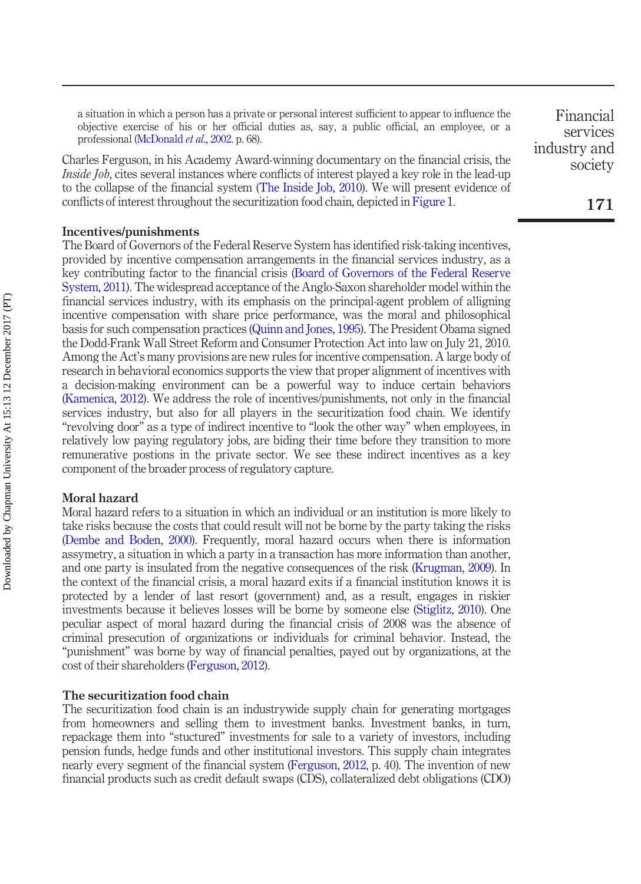a situation in which a person has a private or personal interest sufficient to appear to influence the objective exercise of his or her official duties as, say, a public official, an employee, or a professional (McDonald *et al.*, 2002. p. 68).

Charles Ferguson, in his Academy Award-winning documentary on the financial crisis, the *Inside Job*, cites several instances where conflicts of interest played a key role in the lead-up to the collapse of the financial system (The Inside Job, 2010). We will present evidence of conflicts of interest throughout the securitization food chain, depicted in Figure 1.

### Incentives/punishments

The Board of Governors of the Federal Reserve System has identified risk-taking incentives, provided by incentive compensation arrangements in the financial services industry, as a key contributing factor to the financial crisis (Board of Governors of the Federal Reserve System, 2011). The widespread acceptance of the Anglo-Saxon shareholder model within the financial services industry, with its emphasis on the principal-agent problem of alligning incentive compensation with share price performance, was the moral and philosophical basis for such compensation practices (Quinn and Jones, 1995). The President Obama signed the Dodd-Frank Wall Street Reform and Consumer Protection Act into law on July 21, 2010. Among the Act's many provisions are new rules for incentive compensation. A large body of research in behavioral economics supports the view that proper alignment of incentives with a decision-making environment can be a powerful way to induce certain behaviors (Kamenica, 2012). We address the role of incentives/punishments, not only in the financial services industry, but also for all players in the securitization food chain. We identify "revolving door" as a type of indirect incentive to "look the other way" when employees, in relatively low paying regulatory jobs, are biding their time before they transition to more remunerative postions in the private sector. We see these indirect incentives as a key component of the broader process of regulatory capture.

### Moral hazard

Moral hazard refers to a situation in which an individual or an institution is more likely to take risks because the costs that could result will not be borne by the party taking the risks (Dembe and Boden, 2000). Frequently, moral hazard occurs when there is information assymetry, a situation in which a party in a transaction has more information than another, and one party is insulated from the negative consequences of the risk (Krugman, 2009). In the context of the financial crisis, a moral hazard exits if a financial institution knows it is protected by a lender of last resort (government) and, as a result, engages in riskier investments because it believes losses will be borne by someone else (Stiglitz, 2010). One peculiar aspect of moral hazard during the financial crisis of 2008 was the absence of criminal presecution of organizations or individuals for criminal behavior. Instead, the "punishment" was borne by way of financial penalties, payed out by organizations, at the cost of their shareholders (Ferguson, 2012).

### The securitization food chain

The securitization food chain is an industrywide supply chain for generating mortgages from homeowners and selling them to investment banks. Investment banks, in turn, repackage them into "stuctured" investments for sale to a variety of investors, including pension funds, hedge funds and other institutional investors. This supply chain integrates nearly every segment of the financial system (Ferguson, 2012, p. 40). The invention of new financial products such as credit default swaps (CDS), collateralized debt obligations (CDO)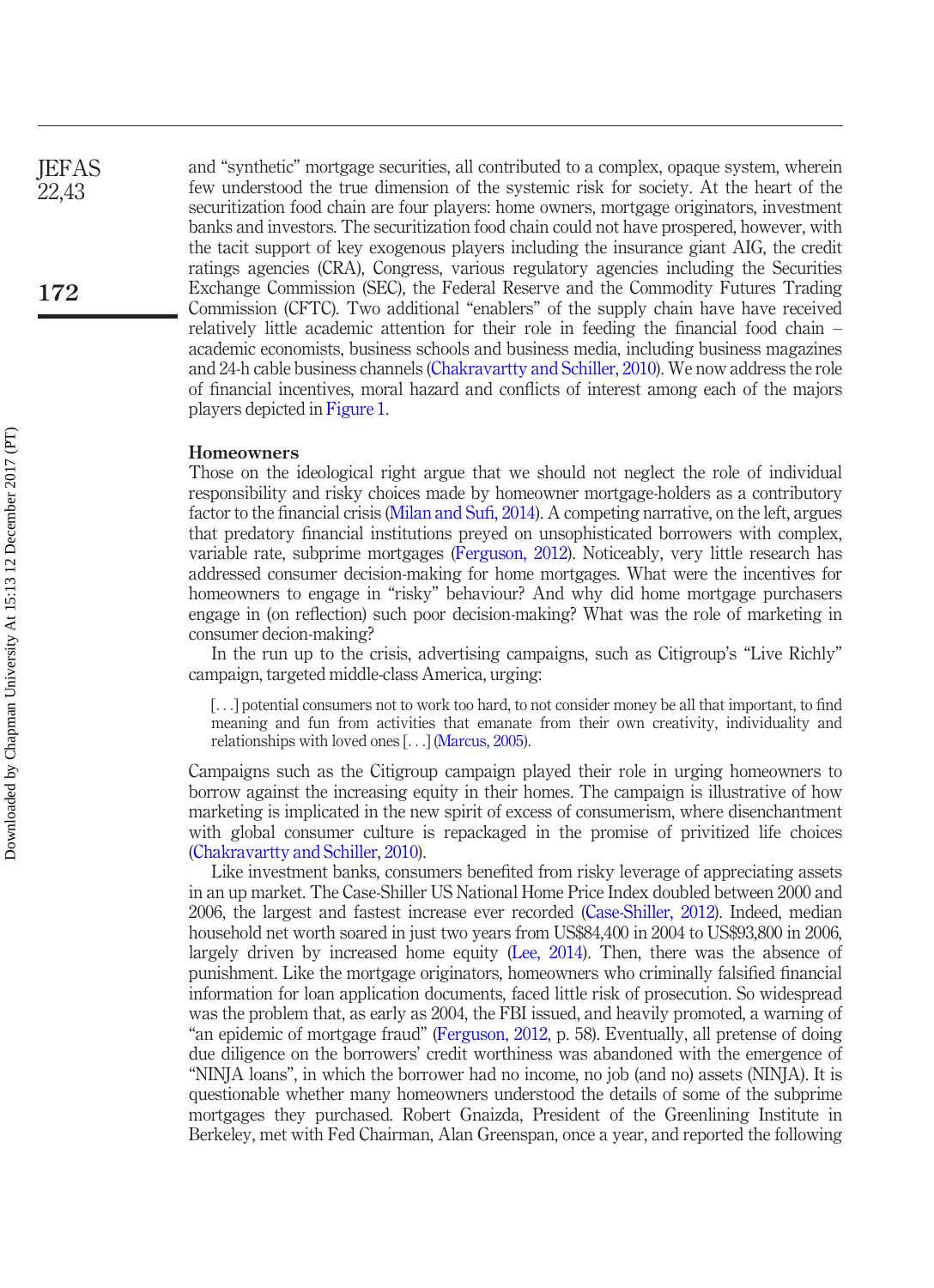and "synthetic" mortgage securities, all contributed to a complex, opaque system, wherein few understood the true dimension of the systemic risk for society. At the heart of the securitization food chain are four players: home owners, mortgage originators, investment banks and investors. The securitization food chain could not have prospered, however, with the tacit support of key exogenous players including the insurance giant AIG, the credit ratings agencies (CRA), Congress, various regulatory agencies including the Securities Exchange Commission (SEC), the Federal Reserve and the Commodity Futures Trading Commission (CFTC). Two additional "enablers" of the supply chain have have received relatively little academic attention for their role in feeding the financial food chain – academic economists, business schools and business media, including business magazines and 24-h cable business channels (Chakravartty and Schiller, 2010). We now address the role of financial incentives, moral hazard and conflicts of interest among each of the majors players depicted in Figure 1.

## Homeowners

Those on the ideological right argue that we should not neglect the role of individual responsibility and risky choices made by homeowner mortgage-holders as a contributory factor to the financial crisis (Milan and Sufi, 2014). A competing narrative, on the left, argues that predatory financial institutions preyed on unsophisticated borrowers with complex, variable rate, subprime mortgages (Ferguson, 2012). Noticeably, very little research has addressed consumer decision-making for home mortgages. What were the incentives for homeowners to engage in "risky" behaviour? And why did home mortgage purchasers engage in (on reflection) such poor decision-making? What was the role of marketing in consumer decion-making?

In the run up to the crisis, advertising campaigns, such as Citigroup's "Live Richly" campaign, targeted middle-class America, urging:

> [. . .] potential consumers not to work too hard, to not consider money be all that important, to find meaning and fun from activities that emanate from their own creativity, individuality and relationships with loved ones [. . .] (Marcus, 2005).

Campaigns such as the Citigroup campaign played their role in urging homeowners to borrow against the increasing equity in their homes. The campaign is illustrative of how marketing is implicated in the new spirit of excess of consumerism, where disenchantment with global consumer culture is repackaged in the promise of privitized life choices (Chakravartty and Schiller, 2010).

Like investment banks, consumers benefited from risky leverage of appreciating assets in an up market. The Case-Shiller US National Home Price Index doubled between 2000 and 2006, the largest and fastest increase ever recorded (Case-Shiller, 2012). Indeed, median household net worth soared in just two years from US$84,400 in 2004 to US$93,800 in 2006, largely driven by increased home equity (Lee, 2014). Then, there was the absence of punishment. Like the mortgage originators, homeowners who criminally falsified financial information for loan application documents, faced little risk of prosecution. So widespread was the problem that, as early as 2004, the FBI issued, and heavily promoted, a warning of "an epidemic of mortgage fraud" (Ferguson, 2012, p. 58). Eventually, all pretense of doing due diligence on the borrowers' credit worthiness was abandoned with the emergence of "NINJA loans", in which the borrower had no income, no job (and no) assets (NINJA). It is questionable whether many homeowners understood the details of some of the subprime mortgages they purchased. Robert Gnaizda, President of the Greenlining Institute in Berkeley, met with Fed Chairman, Alan Greenspan, once a year, and reported the following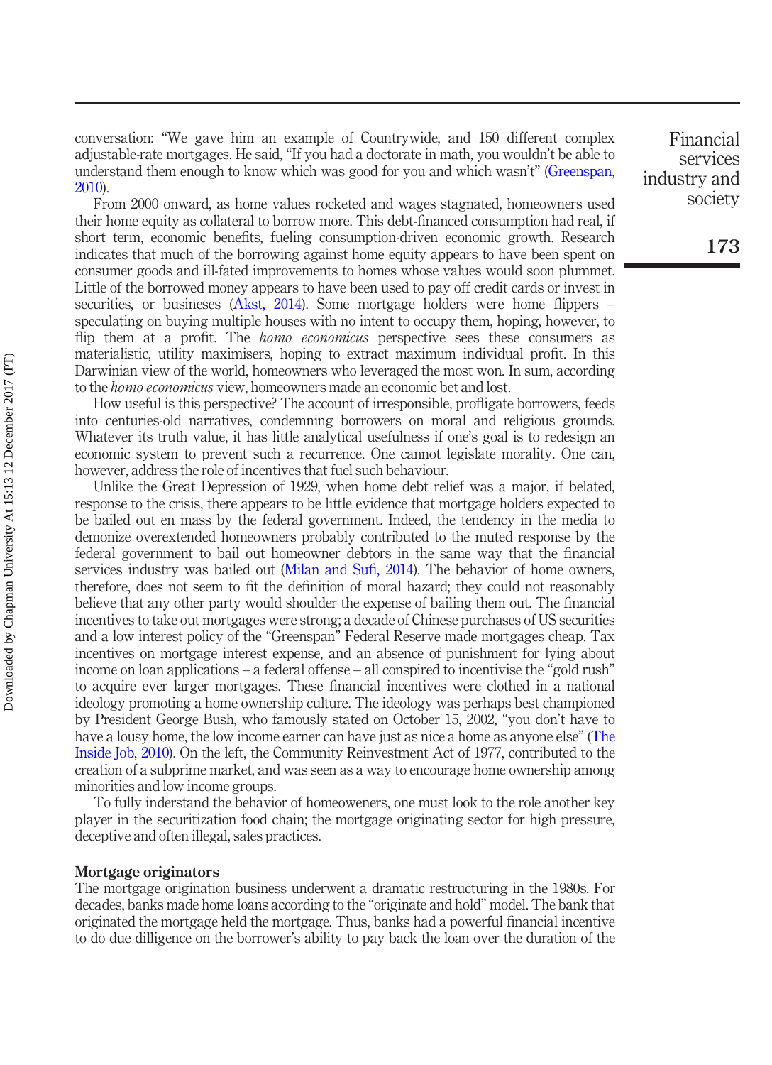conversation: "We gave him an example of Countrywide, and 150 different complex adjustable-rate mortgages. He said, "If you had a doctorate in math, you wouldn't be able to understand them enough to know which was good for you and which wasn't" (Greenspan, 2010).

From 2000 onward, as home values rocketed and wages stagnated, homeowners used their home equity as collateral to borrow more. This debt-financed consumption had real, if short term, economic benefits, fueling consumption-driven economic growth. Research indicates that much of the borrowing against home equity appears to have been spent on consumer goods and ill-fated improvements to homes whose values would soon plummet. Little of the borrowed money appears to have been used to pay off credit cards or invest in securities, or busineses (Akst, 2014). Some mortgage holders were home flippers – speculating on buying multiple houses with no intent to occupy them, hoping, however, to flip them at a profit. The *homo economicus* perspective sees these consumers as materialistic, utility maximisers, hoping to extract maximum individual profit. In this Darwinian view of the world, homeowners who leveraged the most won. In sum, according to the *homo economicus* view, homeowners made an economic bet and lost.

How useful is this perspective? The account of irresponsible, profligate borrowers, feeds into centuries-old narratives, condemning borrowers on moral and religious grounds. Whatever its truth value, it has little analytical usefulness if one's goal is to redesign an economic system to prevent such a recurrence. One cannot legislate morality. One can, however, address the role of incentives that fuel such behaviour.

Unlike the Great Depression of 1929, when home debt relief was a major, if belated, response to the crisis, there appears to be little evidence that mortgage holders expected to be bailed out en masse by the federal government. Indeed, the tendency in the media to demonize overextended homeowners probably contributed to the muted response by the federal government to bail out homeowner debtors in the same way that the financial services industry was bailed out (Milan and Sufi, 2014). The behavior of home owners, therefore, does not seem to fit the definition of moral hazard; they could not reasonably believe that any other party would shoulder the expense of bailing them out. The financial incentives to take out mortgages were strong; a decade of Chinese purchases of US securities and a low interest policy of the "Greenspan" Federal Reserve made mortgages cheap. Tax incentives on mortgage interest expense, and an absence of punishment for lying about income on loan applications – a federal offense – all conspired to incentivise the "gold rush" to acquire ever larger mortgages. These financial incentives were clothed in a national ideology promoting a home ownership culture. The ideology was perhaps best championed by President George Bush, who famously stated on October 15, 2002, "you don't have to have a lousy home, the low income earner can have just as nice a home as anyone else" (The Inside Job, 2010). On the left, the Community Reinvestment Act of 1977, contributed to the creation of a subprime market, and was seen as a way to encourage home ownership among minorities and low income groups.

To fully understand the behavior of homeoweners, one must look to the role another key player in the securitization food chain; the mortgage originating sector for high pressure, deceptive and often illegal, sales practices.

### Mortgage originators

The mortgage origination business underwent a dramatic restructuring in the 1980s. For decades, banks made home loans according to the "originate and hold" model. The bank that originated the mortgage held the mortgage. Thus, banks had a powerful financial incentive to do due dilligence on the borrower's ability to pay back the loan over the duration of the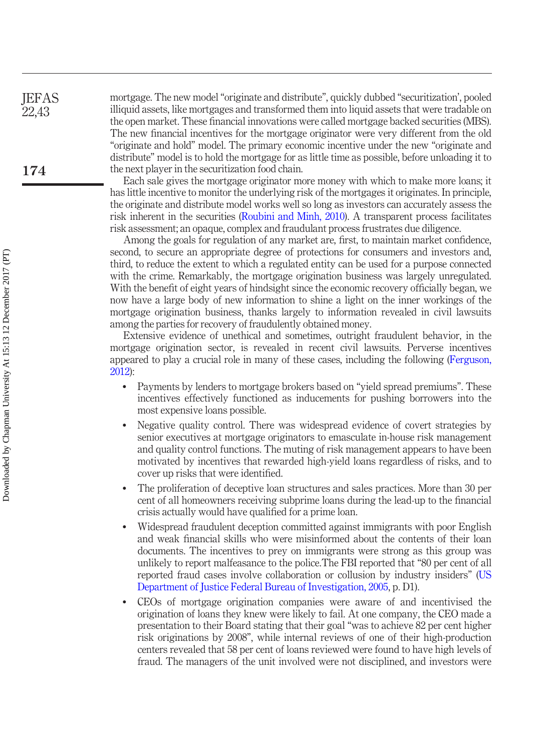mortgage. The new model “originate and distribute”, quickly dubbed “securitization’, pooled illiquid assets, like mortgages and transformed them into liquid assets that were tradable on the open market. These financial innovations were called mortgage backed securities (MBS). The new financial incentives for the mortgage originator were very different from the old “originate and hold” model. The primary economic incentive under the new “originate and distribute” model is to hold the mortgage for as little time as possible, before unloading it to the next player in the securitization food chain.

Each sale gives the mortgage originator more money with which to make more loans; it has little incentive to monitor the underlying risk of the mortgages it originates. In principle, the originate and distribute model works well so long as investors can accurately assess the risk inherent in the securities (Roubini and Minh, 2010). A transparent process facilitates risk assessment; an opaque, complex and fraudulent process frustrates due diligence.

Among the goals for regulation of any market are, first, to maintain market confidence, second, to secure an appropriate degree of protections for consumers and investors and, third, to reduce the extent to which a regulated entity can be used for a purpose connected with the crime. Remarkably, the mortgage origination business was largely unregulated. With the benefit of eight years of hindsight since the economic recovery officially began, we now have a large body of new information to shine a light on the inner workings of the mortgage origination business, thanks largely to information revealed in civil lawsuits among the parties for recovery of fraudulently obtained money.

Extensive evidence of unethical and sometimes, outright fraudulent behavior, in the mortgage origination sector, is revealed in recent civil lawsuits. Perverse incentives appeared to play a crucial role in many of these cases, including the following (Ferguson, 2012):

- Payments by lenders to mortgage brokers based on “yield spread premiums”. These incentives effectively functioned as inducements for pushing borrowers into the most expensive loans possible.
- Negative quality control. There was widespread evidence of covert strategies by senior executives at mortgage originators to emasculate in-house risk management and quality control functions. The muting of risk management appears to have been motivated by incentives that rewarded high-yield loans regardless of risks, and to cover up risks that were identified.
- The proliferation of deceptive loan structures and sales practices. More than 30 per cent of all homeowners receiving subprime loans during the lead-up to the financial crisis actually would have qualified for a prime loan.
- Widespread fraudulent deception committed against immigrants with poor English and weak financial skills who were misinformed about the contents of their loan documents. The incentives to prey on immigrants were strong as this group was unlikely to report malfeasance to the police.The FBI reported that “80 per cent of all reported fraud cases involve collaboration or collusion by industry insiders” (US Department of Justice Federal Bureau of Investigation, 2005, p. D1).
- CEOs of mortgage origination companies were aware of and incentivised the origination of loans they knew were likely to fail. At one company, the CEO made a presentation to their Board stating that their goal “was to achieve 82 per cent higher risk originations by 2008”, while internal reviews of one of their high-production centers revealed that 58 per cent of loans reviewed were found to have high levels of fraud. The managers of the unit involved were not disciplined, and investors were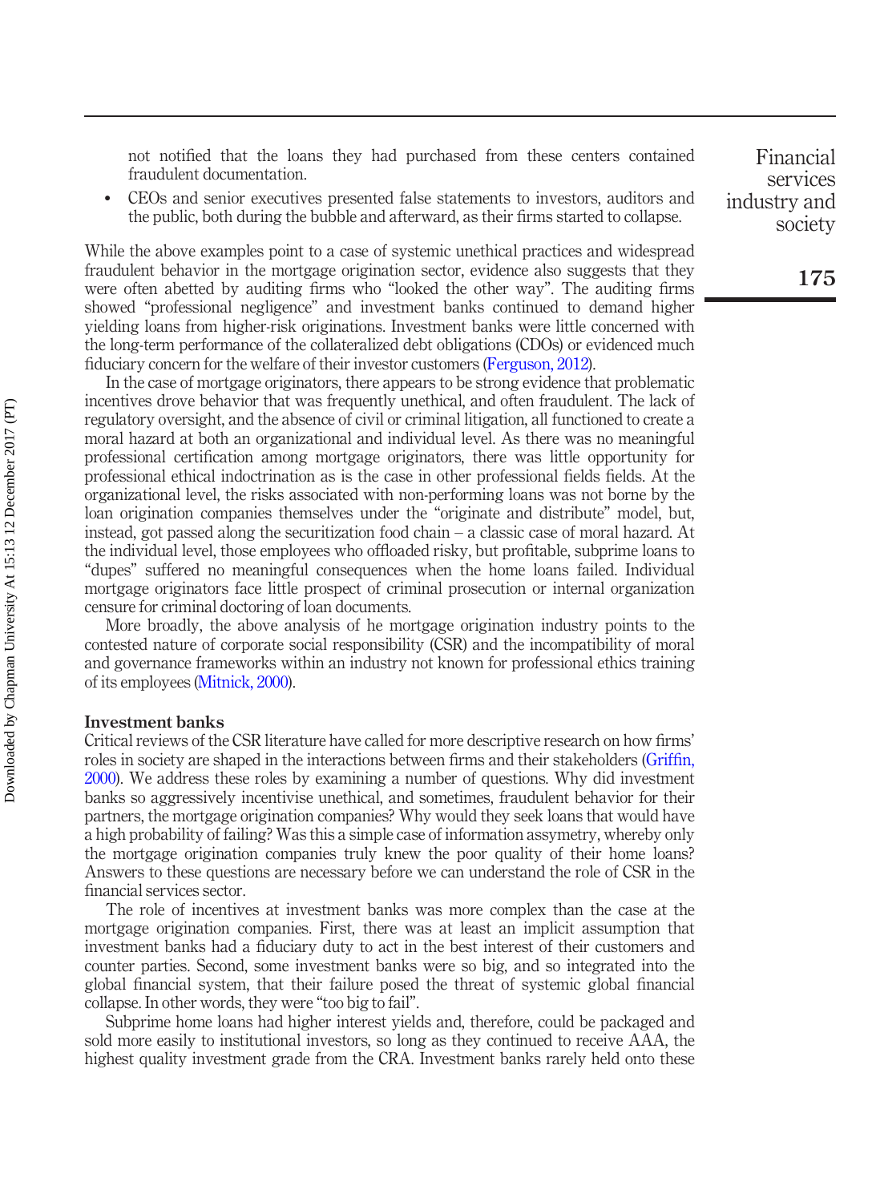not notified that the loans they had purchased from these centers contained fraudulent documentation.

- CEOs and senior executives presented false statements to investors, auditors and the public, both during the bubble and afterward, as their firms started to collapse.

While the above examples point to a case of systemic unethical practices and widespread fraudulent behavior in the mortgage origination sector, evidence also suggests that they were often abetted by auditing firms who "looked the other way". The auditing firms showed "professional negligence" and investment banks continued to demand higher yielding loans from higher-risk originations. Investment banks were little concerned with the long-term performance of the collateralized debt obligations (CDOs) or evidenced much fiduciary concern for the welfare of their investor customers (Ferguson, 2012).

In the case of mortgage originators, there appears to be strong evidence that problematic incentives drove behavior that was frequently unethical, and often fraudulent. The lack of regulatory oversight, and the absence of civil or criminal litigation, all functioned to create a moral hazard at both an organizational and individual level. As there was no meaningful professional certification among mortgage originators, there was little opportunity for professional ethical indoctrination as is the case in other professional fields fields. At the organizational level, the risks associated with non-performing loans was not borne by the loan origination companies themselves under the "originate and distribute" model, but, instead, got passed along the securitization food chain – a classic case of moral hazard. At the individual level, those employees who offloaded risky, but profitable, subprime loans to "dupes" suffered no meaningful consequences when the home loans failed. Individual mortgage originators face little prospect of criminal prosecution or internal organization censure for criminal doctoring of loan documents.

More broadly, the above analysis of he mortgage origination industry points to the contested nature of corporate social responsibility (CSR) and the incompatibility of moral and governance frameworks within an industry not known for professional ethics training of its employees (Mitnick, 2000).

### Investment banks

Critical reviews of the CSR literature have called for more descriptive research on how firms' roles in society are shaped in the interactions between firms and their stakeholders (Griffin, 2000). We address these roles by examining a number of questions. Why did investment banks so aggressively incentivise unethical, and sometimes, fraudulent behavior for their partners, the mortgage origination companies? Why would they seek loans that would have a high probability of failing? Was this a simple case of information assymetry, whereby only the mortgage origination companies truly knew the poor quality of their home loans? Answers to these questions are necessary before we can understand the role of CSR in the financial services sector.

The role of incentives at investment banks was more complex than the case at the mortgage origination companies. First, there was at least an implicit assumption that investment banks had a fiduciary duty to act in the best interest of their customers and counter parties. Second, some investment banks were so big, and so integrated into the global financial system, that their failure posed the threat of systemic global financial collapse. In other words, they were "too big to fail".

Subprime home loans had higher interest yields and, therefore, could be packaged and sold more easily to institutional investors, so long as they continued to receive AAA, the highest quality investment grade from the CRA. Investment banks rarely held onto these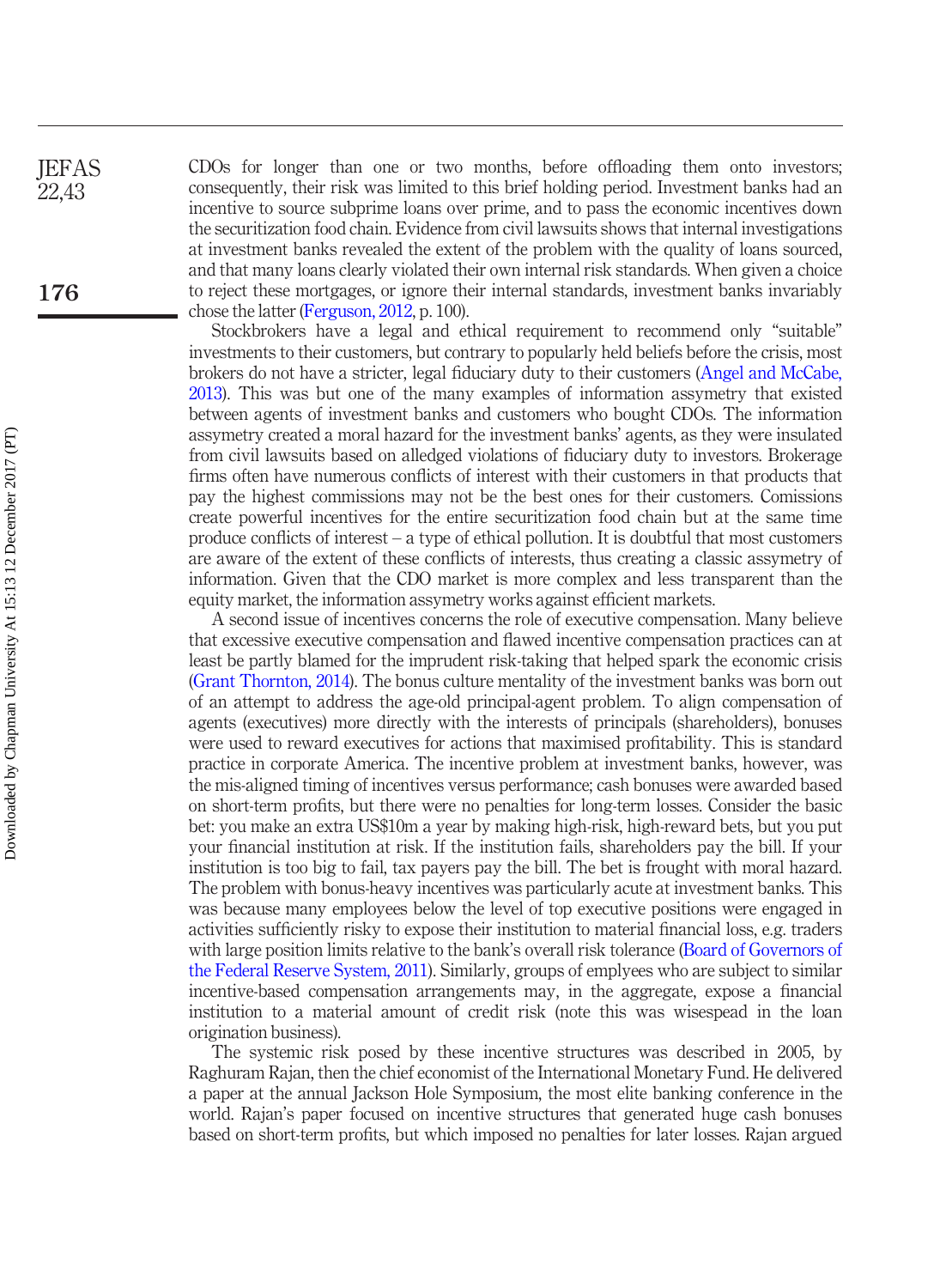CDOs for longer than one or two months, before offloading them onto investors; consequently, their risk was limited to this brief holding period. Investment banks had an incentive to source subprime loans over prime, and to pass the economic incentives down the securitization food chain. Evidence from civil lawsuits shows that internal investigations at investment banks revealed the extent of the problem with the quality of loans sourced, and that many loans clearly violated their own internal risk standards. When given a choice to reject these mortgages, or ignore their internal standards, investment banks invariably chose the latter (Ferguson, 2012, p. 100).

Stockbrokers have a legal and ethical requirement to recommend only "suitable" investments to their customers, but contrary to popularly held beliefs before the crisis, most brokers do not have a stricter, legal fiduciary duty to their customers (Angel and McCabe, 2013). This was but one of the many examples of information assymetry that existed between agents of investment banks and customers who bought CDOs. The information assymetry created a moral hazard for the investment banks' agents, as they were insulated from civil lawsuits based on alledged violations of fiduciary duty to investors. Brokerage firms often have numerous conflicts of interest with their customers in that products that pay the highest commissions may not be the best ones for their customers. Comissions create powerful incentives for the entire securitization food chain but at the same time produce conflicts of interest – a type of ethical pollution. It is doubtful that most customers are aware of the extent of these conflicts of interests, thus creating a classic assymetry of information. Given that the CDO market is more complex and less transparent than the equity market, the information assymetry works against efficient markets.

A second issue of incentives concerns the role of executive compensation. Many believe that excessive executive compensation and flawed incentive compensation practices can at least be partly blamed for the imprudent risk-taking that helped spark the economic crisis (Grant Thornton, 2014). The bonus culture mentality of the investment banks was born out of an attempt to address the age-old principal-agent problem. To align compensation of agents (executives) more directly with the interests of principals (shareholders), bonuses were used to reward executives for actions that maximised profitability. This is standard practice in corporate America. The incentive problem at investment banks, however, was the mis-aligned timing of incentives versus performance; cash bonuses were awarded based on short-term profits, but there were no penalties for long-term losses. Consider the basic bet: you make an extra US$10m a year by making high-risk, high-reward bets, but you put your financial institution at risk. If the institution fails, shareholders pay the bill. If your institution is too big to fail, tax payers pay the bill. The bet is frought with moral hazard. The problem with bonus-heavy incentives was particularly acute at investment banks. This was because many employees below the level of top executive positions were engaged in activities sufficiently risky to expose their institution to material financial loss, e.g. traders with large position limits relative to the bank's overall risk tolerance (Board of Governors of the Federal Reserve System, 2011). Similarly, groups of emplyees who are subject to similar incentive-based compensation arrangements may, in the aggregate, expose a financial institution to a material amount of credit risk (note this was wisespead in the loan origination business).

The systemic risk posed by these incentive structures was described in 2005, by Raghuram Rajan, then the chief economist of the International Monetary Fund. He delivered a paper at the annual Jackson Hole Symposium, the most elite banking conference in the world. Rajan's paper focused on incentive structures that generated huge cash bonuses based on short-term profits, but which imposed no penalties for later losses. Rajan argued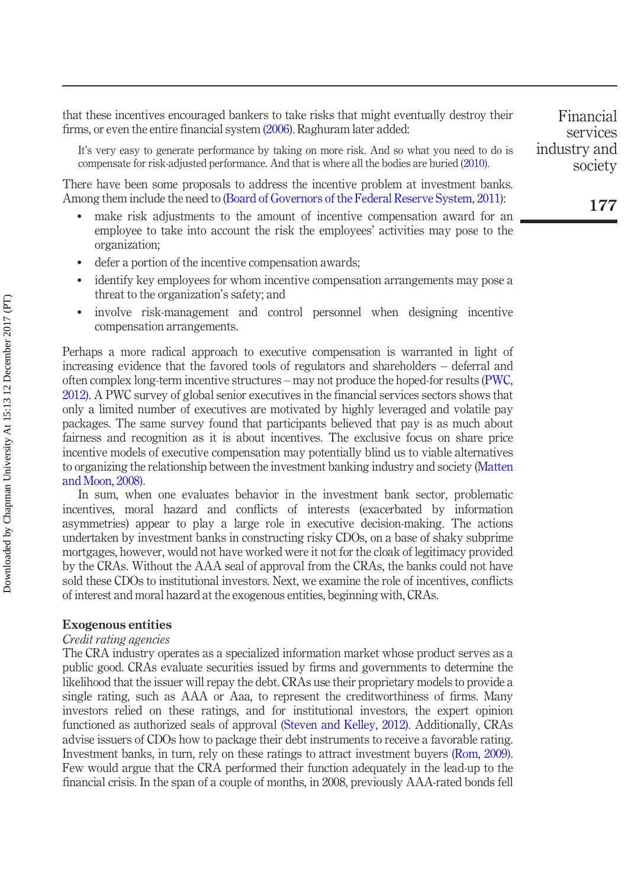that these incentives encouraged bankers to take risks that might eventually destroy their firms, or even the entire financial system (2006). Raghuram later added:

> It's very easy to generate performance by taking on more risk. And so what you need to do is compensate for risk-adjusted performance. And that is where all the bodies are buried (2010).

There have been some proposals to address the incentive problem at investment banks. Among them include the need to (Board of Governors of the Federal Reserve System, 2011):

- make risk adjustments to the amount of incentive compensation award for an employee to take into account the risk the employees' activities may pose to the organization;
- defer a portion of the incentive compensation awards;
- identify key employees for whom incentive compensation arrangements may pose a threat to the organization's safety; and
- involve risk-management and control personnel when designing incentive compensation arrangements.

Perhaps a more radical approach to executive compensation is warranted in light of increasing evidence that the favored tools of regulators and shareholders – deferral and often complex long-term incentive structures – may not produce the hoped-for results (PWC, 2012). A PWC survey of global senior executives in the financial services sectors shows that only a limited number of executives are motivated by highly leveraged and volatile pay packages. The same survey found that participants believed that pay is as much about fairness and recognition as it is about incentives. The exclusive focus on share price incentive models of executive compensation may potentially blind us to viable alternatives to organizing the relationship between the investment banking industry and society (Matten and Moon, 2008).

In sum, when one evaluates behavior in the investment bank sector, problematic incentives, moral hazard and conflicts of interests (exacerbated by information asymmetries) appear to play a large role in executive decision-making. The actions undertaken by investment banks in constructing risky CDOs, on a base of shaky subprime mortgages, however, would not have worked were it not for the cloak of legitimacy provided by the CRAs. Without the AAA seal of approval from the CRAs, the banks could not have sold these CDOs to institutional investors. Next, we examine the role of incentives, conflicts of interest and moral hazard at the exogenous entities, beginning with, CRAs.

## Exogenous entities

*Credit rating agencies*

The CRA industry operates as a specialized information market whose product serves as a public good. CRAs evaluate securities issued by firms and governments to determine the likelihood that the issuer will repay the debt. CRAs use their proprietary models to provide a single rating, such as AAA or Aaa, to represent the creditworthiness of firms. Many investors relied on these ratings, and for institutional investors, the expert opinion functioned as authorized seals of approval (Steven and Kelley, 2012). Additionally, CRAs advise issuers of CDOs how to package their debt instruments to receive a favorable rating. Investment banks, in turn, rely on these ratings to attract investment buyers (Rom, 2009). Few would argue that the CRA performed their function adequately in the lead-up to the financial crisis. In the span of a couple of months, in 2008, previously AAA-rated bonds fell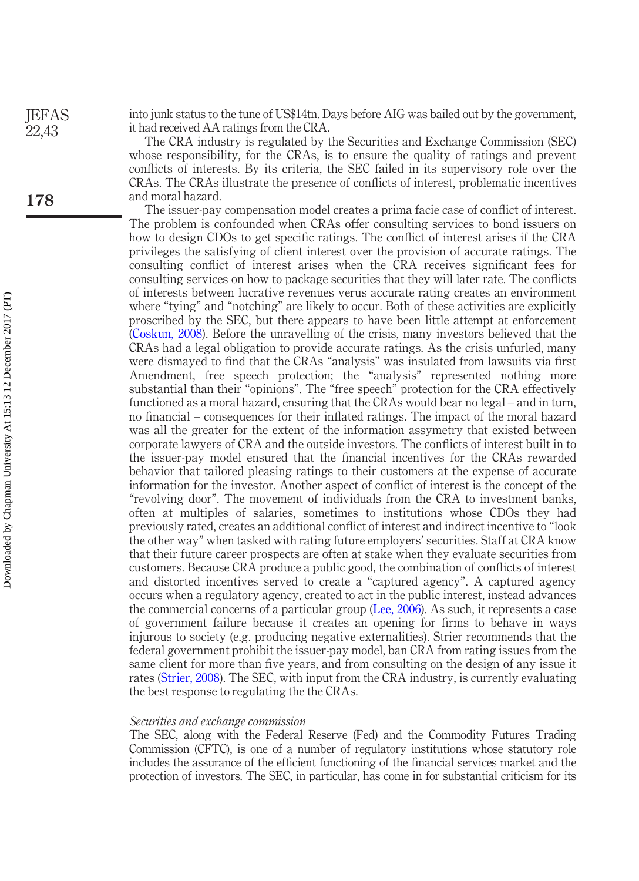into junk status to the tune of US$14tn. Days before AIG was bailed out by the government, it had received AA ratings from the CRA.

The CRA industry is regulated by the Securities and Exchange Commission (SEC) whose responsibility, for the CRAs, is to ensure the quality of ratings and prevent conflicts of interests. By its criteria, the SEC failed in its supervisory role over the CRAs. The CRAs illustrate the presence of conflicts of interest, problematic incentives and moral hazard.

The issuer-pay compensation model creates a prima facie case of conflict of interest. The problem is confounded when CRAs offer consulting services to bond issuers on how to design CDOs to get specific ratings. The conflict of interest arises if the CRA privileges the satisfying of client interest over the provision of accurate ratings. The consulting conflict of interest arises when the CRA receives significant fees for consulting services on how to package securities that they will later rate. The conflicts of interests between lucrative revenues verus accurate rating creates an environment where "tying" and "notching" are likely to occur. Both of these activities are explicitly proscribed by the SEC, but there appears to have been little attempt at enforcement (Coskun, 2008). Before the unravelling of the crisis, many investors believed that the CRAs had a legal obligation to provide accurate ratings. As the crisis unfurled, many were dismayed to find that the CRAs "analysis" was insulated from lawsuits via first Amendment, free speech protection; the "analysis" represented nothing more substantial than their "opinions". The "free speech" protection for the CRA effectively functioned as a moral hazard, ensuring that the CRAs would bear no legal – and in turn, no financial – consequences for their inflated ratings. The impact of the moral hazard was all the greater for the extent of the information assymetry that existed between corporate lawyers of CRA and the outside investors. The conflicts of interest built in to the issuer-pay model ensured that the financial incentives for the CRAs rewarded behavior that tailored pleasing ratings to their customers at the expense of accurate information for the investor. Another aspect of conflict of interest is the concept of the "revolving door". The movement of individuals from the CRA to investment banks, often at multiples of salaries, sometimes to institutions whose CDOs they had previously rated, creates an additional conflict of interest and indirect incentive to "look the other way" when tasked with rating future employers' securities. Staff at CRA know that their future career prospects are often at stake when they evaluate securities from customers. Because CRA produce a public good, the combination of conflicts of interest and distorted incentives served to create a "captured agency". A captured agency occurs when a regulatory agency, created to act in the public interest, instead advances the commercial concerns of a particular group (Lee, 2006). As such, it represents a case of government failure because it creates an opening for firms to behave in ways injurous to society (e.g. producing negative externalities). Strier recommends that the federal government prohibit the issuer-pay model, ban CRA from rating issues from the same client for more than five years, and from consulting on the design of any issue it rates (Strier, 2008). The SEC, with input from the CRA industry, is currently evaluating the best response to regulating the the CRAs.

*Securities and exchange commission*

The SEC, along with the Federal Reserve (Fed) and the Commodity Futures Trading Commission (CFTC), is one of a number of regulatory institutions whose statutory role includes the assurance of the efficient functioning of the financial services market and the protection of investors. The SEC, in particular, has come in for substantial criticism for its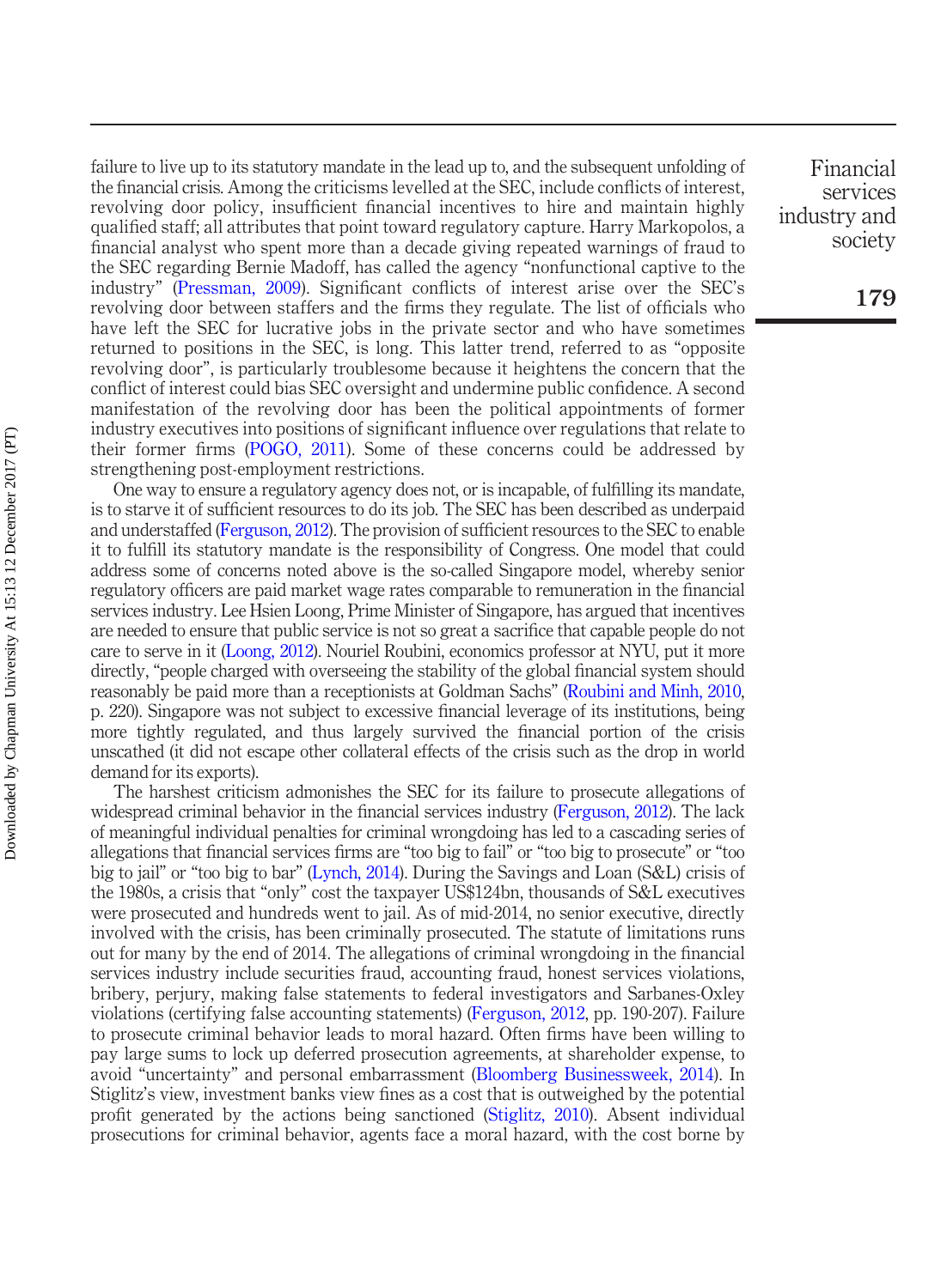failure to live up to its statutory mandate in the lead up to, and the subsequent unfolding of the financial crisis. Among the criticisms levelled at the SEC, include conflicts of interest, revolving door policy, insufficient financial incentives to hire and maintain highly qualified staff; all attributes that point toward regulatory capture. Harry Markopolos, a financial analyst who spent more than a decade giving repeated warnings of fraud to the SEC regarding Bernie Madoff, has called the agency "nonfunctional captive to the industry" (Pressman, 2009). Significant conflicts of interest arise over the SEC's revolving door between staffers and the firms they regulate. The list of officials who have left the SEC for lucrative jobs in the private sector and who have sometimes returned to positions in the SEC, is long. This latter trend, referred to as "opposite revolving door", is particularly troublesome because it heightens the concern that the conflict of interest could bias SEC oversight and undermine public confidence. A second manifestation of the revolving door has been the political appointments of former industry executives into positions of significant influence over regulations that relate to their former firms (POGO, 2011). Some of these concerns could be addressed by strengthening post-employment restrictions.

One way to ensure a regulatory agency does not, or is incapable, of fulfilling its mandate, is to starve it of sufficient resources to do its job. The SEC has been described as underpaid and understaffed (Ferguson, 2012). The provision of sufficient resources to the SEC to enable it to fulfill its statutory mandate is the responsibility of Congress. One model that could address some of concerns noted above is the so-called Singapore model, whereby senior regulatory officers are paid market wage rates comparable to remuneration in the financial services industry. Lee Hsien Loong, Prime Minister of Singapore, has argued that incentives are needed to ensure that public service is not so great a sacrifice that capable people do not care to serve in it (Loong, 2012). Nouriel Roubini, economics professor at NYU, put it more directly, "people charged with overseeing the stability of the global financial system should reasonably be paid more than a receptionists at Goldman Sachs" (Roubini and Minh, 2010, p. 220). Singapore was not subject to excessive financial leverage of its institutions, being more tightly regulated, and thus largely survived the financial portion of the crisis unscathed (it did not escape other collateral effects of the crisis such as the drop in world demand for its exports).

The harshest criticism admonishes the SEC for its failure to prosecute allegations of widespread criminal behavior in the financial services industry (Ferguson, 2012). The lack of meaningful individual penalties for criminal wrongdoing has led to a cascading series of allegations that financial services firms are "too big to fail" or "too big to prosecute" or "too big to jail" or "too big to bar" (Lynch, 2014). During the Savings and Loan (S&L) crisis of the 1980s, a crisis that "only" cost the taxpayer US$124bn, thousands of S&L executives were prosecuted and hundreds went to jail. As of mid-2014, no senior executive, directly involved with the crisis, has been criminally prosecuted. The statute of limitations runs out for many by the end of 2014. The allegations of criminal wrongdoing in the financial services industry include securities fraud, accounting fraud, honest services violations, bribery, perjury, making false statements to federal investigators and Sarbanes-Oxley violations (certifying false accounting statements) (Ferguson, 2012, pp. 190-207). Failure to prosecute criminal behavior leads to moral hazard. Often firms have been willing to pay large sums to lock up deferred prosecution agreements, at shareholder expense, to avoid "uncertainty" and personal embarrassment (Bloomberg Businessweek, 2014). In Stiglitz's view, investment banks view fines as a cost that is outweighed by the potential profit generated by the actions being sanctioned (Stiglitz, 2010). Absent individual prosecutions for criminal behavior, agents face a moral hazard, with the cost borne by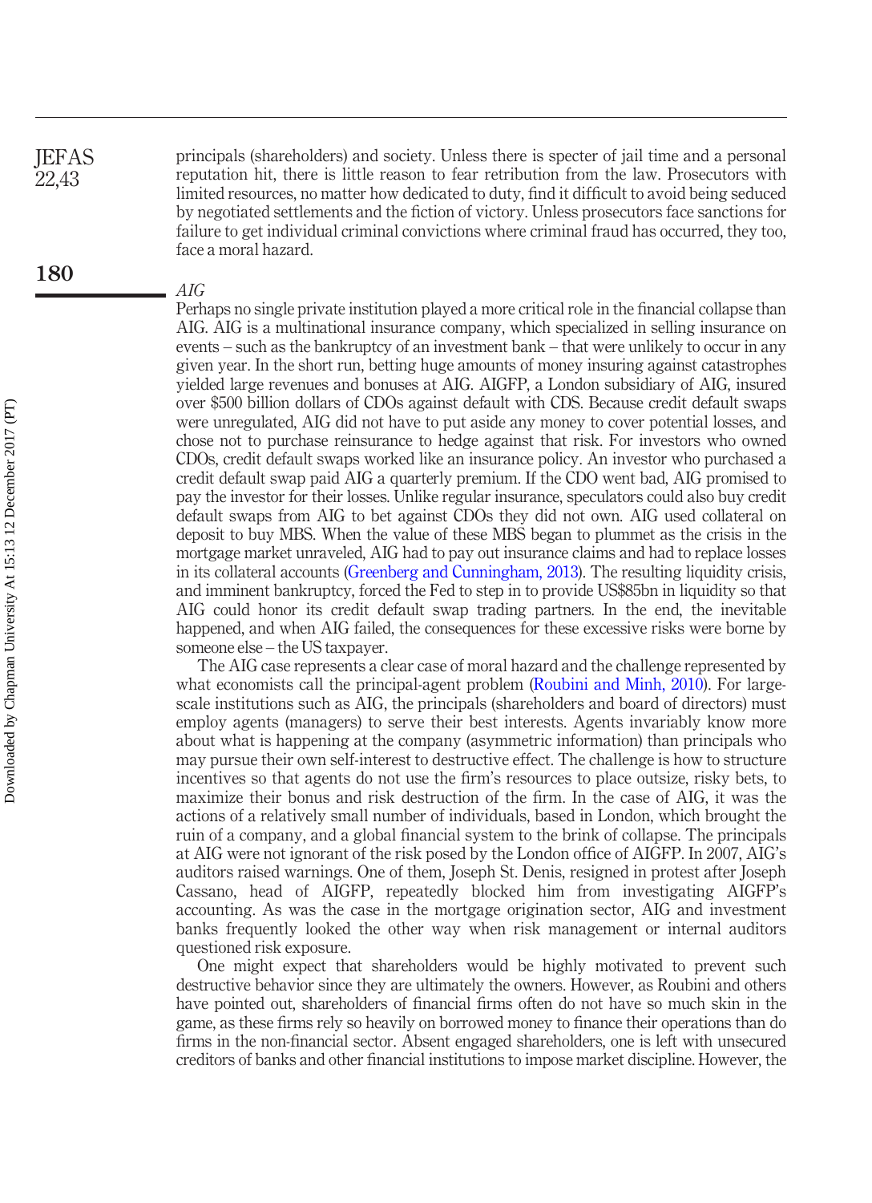principals (shareholders) and society. Unless there is specter of jail time and a personal reputation hit, there is little reason to fear retribution from the law. Prosecutors with limited resources, no matter how dedicated to duty, find it difficult to avoid being seduced by negotiated settlements and the fiction of victory. Unless prosecutors face sanctions for failure to get individual criminal convictions where criminal fraud has occurred, they too, face a moral hazard.

*AIG*

Perhaps no single private institution played a more critical role in the financial collapse than AIG. AIG is a multinational insurance company, which specialized in selling insurance on events – such as the bankruptcy of an investment bank – that were unlikely to occur in any given year. In the short run, betting huge amounts of money insuring against catastrophes yielded large revenues and bonuses at AIG. AIGFP, a London subsidiary of AIG, insured over $500 billion dollars of CDOs against default with CDS. Because credit default swaps were unregulated, AIG did not have to put aside any money to cover potential losses, and chose not to purchase reinsurance to hedge against that risk. For investors who owned CDOs, credit default swaps worked like an insurance policy. An investor who purchased a credit default swap paid AIG a quarterly premium. If the CDO went bad, AIG promised to pay the investor for their losses. Unlike regular insurance, speculators could also buy credit default swaps from AIG to bet against CDOs they did not own. AIG used collateral on deposit to buy MBS. When the value of these MBS began to plummet as the crisis in the mortgage market unraveled, AIG had to pay out insurance claims and had to replace losses in its collateral accounts (Greenberg and Cunningham, 2013). The resulting liquidity crisis, and imminent bankruptcy, forced the Fed to step in to provide US$85bn in liquidity so that AIG could honor its credit default swap trading partners. In the end, the inevitable happened, and when AIG failed, the consequences for these excessive risks were borne by someone else – the US taxpayer.

The AIG case represents a clear case of moral hazard and the challenge represented by what economists call the principal-agent problem (Roubini and Minh, 2010). For large-scale institutions such as AIG, the principals (shareholders and board of directors) must employ agents (managers) to serve their best interests. Agents invariably know more about what is happening at the company (asymmetric information) than principals who may pursue their own self-interest to destructive effect. The challenge is how to structure incentives so that agents do not use the firm's resources to place outsize, risky bets, to maximize their bonus and risk destruction of the firm. In the case of AIG, it was the actions of a relatively small number of individuals, based in London, which brought the ruin of a company, and a global financial system to the brink of collapse. The principals at AIG were not ignorant of the risk posed by the London office of AIGFP. In 2007, AIG's auditors raised warnings. One of them, Joseph St. Denis, resigned in protest after Joseph Cassano, head of AIGFP, repeatedly blocked him from investigating AIGFP's accounting. As was the case in the mortgage origination sector, AIG and investment banks frequently looked the other way when risk management or internal auditors questioned risk exposure.

One might expect that shareholders would be highly motivated to prevent such destructive behavior since they are ultimately the owners. However, as Roubini and others have pointed out, shareholders of financial firms often do not have so much skin in the game, as these firms rely so heavily on borrowed money to finance their operations than do firms in the non-financial sector. Absent engaged shareholders, one is left with unsecured creditors of banks and other financial institutions to impose market discipline. However, the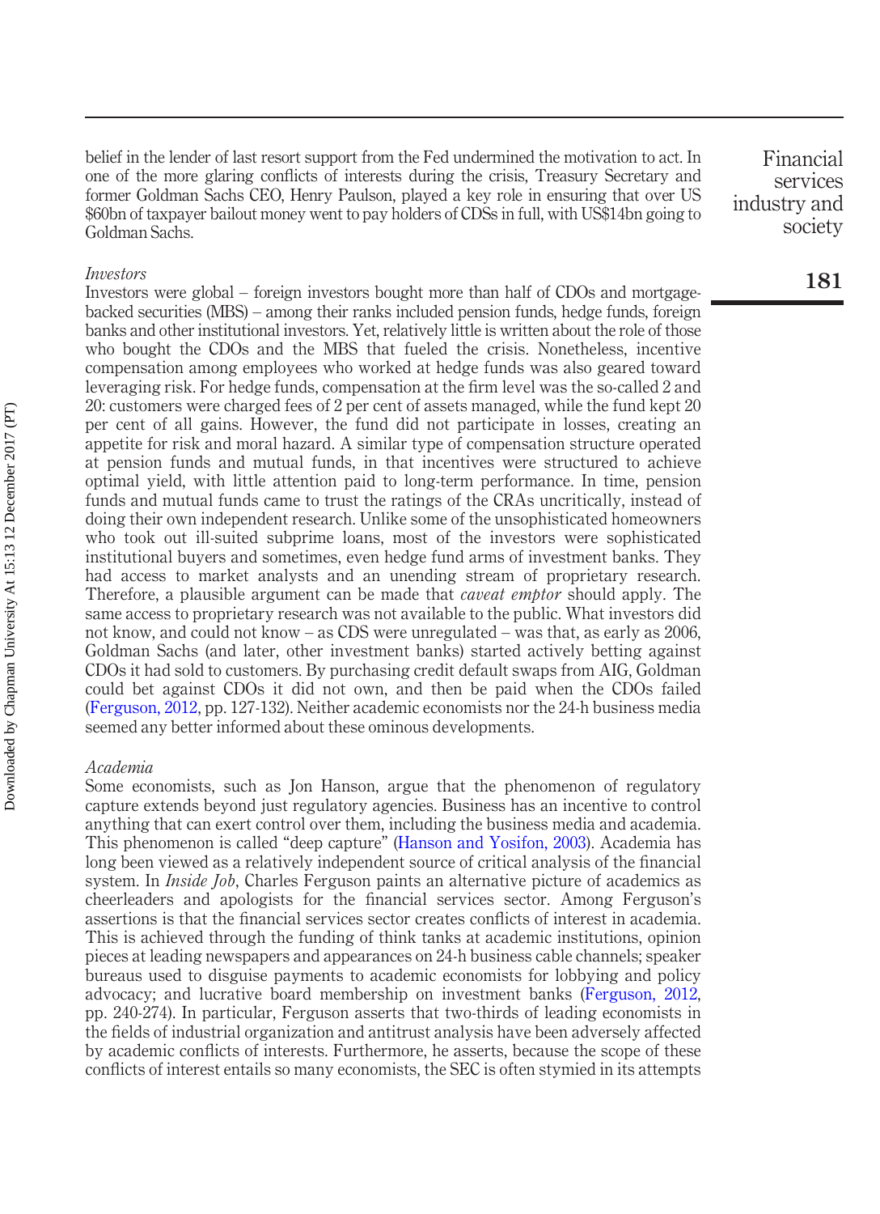belief in the lender of last resort support from the Fed undermined the motivation to act. In one of the more glaring conflicts of interests during the crisis, Treasury Secretary and former Goldman Sachs CEO, Henry Paulson, played a key role in ensuring that over US $60bn of taxpayer bailout money went to pay holders of CDSs in full, with US$14bn going to Goldman Sachs.

*Investors*

Investors were global – foreign investors bought more than half of CDOs and mortgage-backed securities (MBS) – among their ranks included pension funds, hedge funds, foreign banks and other institutional investors. Yet, relatively little is written about the role of those who bought the CDOs and the MBS that fueled the crisis. Nonetheless, incentive compensation among employees who worked at hedge funds was also geared toward leveraging risk. For hedge funds, compensation at the firm level was the so-called 2 and 20: customers were charged fees of 2 per cent of assets managed, while the fund kept 20 per cent of all gains. However, the fund did not participate in losses, creating an appetite for risk and moral hazard. A similar type of compensation structure operated at pension funds and mutual funds, in that incentives were structured to achieve optimal yield, with little attention paid to long-term performance. In time, pension funds and mutual funds came to trust the ratings of the CRAs uncritically, instead of doing their own independent research. Unlike some of the unsophisticated homeowners who took out ill-suited subprime loans, most of the investors were sophisticated institutional buyers and sometimes, even hedge fund arms of investment banks. They had access to market analysts and an unending stream of proprietary research. Therefore, a plausible argument can be made that *caveat emptor* should apply. The same access to proprietary research was not available to the public. What investors did not know, and could not know – as CDS were unregulated – was that, as early as 2006, Goldman Sachs (and later, other investment banks) started actively betting against CDOs it had sold to customers. By purchasing credit default swaps from AIG, Goldman could bet against CDOs it did not own, and then be paid when the CDOs failed (Ferguson, 2012, pp. 127-132). Neither academic economists nor the 24-h business media seemed any better informed about these ominous developments.

*Academia*

Some economists, such as Jon Hanson, argue that the phenomenon of regulatory capture extends beyond just regulatory agencies. Business has an incentive to control anything that can exert control over them, including the business media and academia. This phenomenon is called "deep capture" (Hanson and Yosifon, 2003). Academia has long been viewed as a relatively independent source of critical analysis of the financial system. In *Inside Job*, Charles Ferguson paints an alternative picture of academics as cheerleaders and apologists for the financial services sector. Among Ferguson's assertions is that the financial services sector creates conflicts of interest in academia. This is achieved through the funding of think tanks at academic institutions, opinion pieces at leading newspapers and appearances on 24-h business cable channels; speaker bureaus used to disguise payments to academic economists for lobbying and policy advocacy; and lucrative board membership on investment banks (Ferguson, 2012, pp. 240-274). In particular, Ferguson asserts that two-thirds of leading economists in the fields of industrial organization and antitrust analysis have been adversely affected by academic conflicts of interests. Furthermore, he asserts, because the scope of these conflicts of interest entails so many economists, the SEC is often stymied in its attempts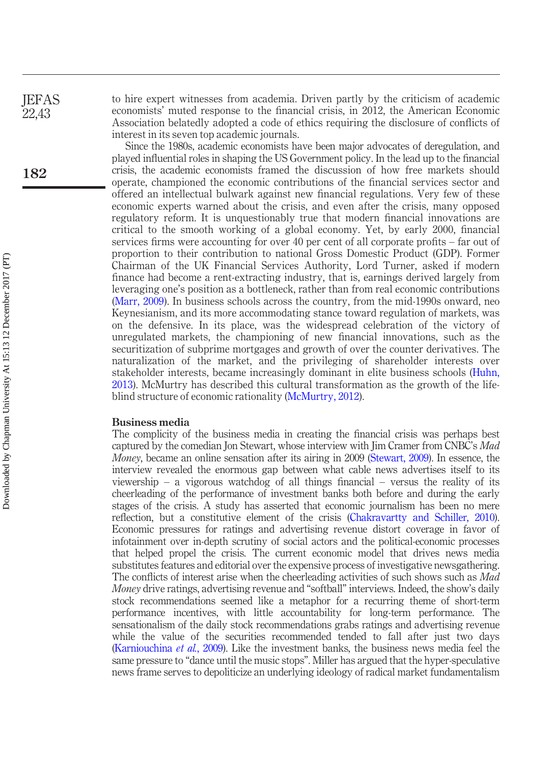to hire expert witnesses from academia. Driven partly by the criticism of academic economists' muted response to the financial crisis, in 2012, the American Economic Association belatedly adopted a code of ethics requiring the disclosure of conflicts of interest in its seven top academic journals.

Since the 1980s, academic economists have been major advocates of deregulation, and played influential roles in shaping the US Government policy. In the lead up to the financial crisis, the academic economists framed the discussion of how free markets should operate, championed the economic contributions of the financial services sector and offered an intellectual bulwark against new financial regulations. Very few of these economic experts warned about the crisis, and even after the crisis, many opposed regulatory reform. It is unquestionably true that modern financial innovations are critical to the smooth working of a global economy. Yet, by early 2000, financial services firms were accounting for over 40 per cent of all corporate profits – far out of proportion to their contribution to national Gross Domestic Product (GDP). Former Chairman of the UK Financial Services Authority, Lord Turner, asked if modern finance had become a rent-extracting industry, that is, earnings derived largely from leveraging one's position as a bottleneck, rather than from real economic contributions (Marr, 2009). In business schools across the country, from the mid-1990s onward, neo Keynesianism, and its more accommodating stance toward regulation of markets, was on the defensive. In its place, was the widespread celebration of the victory of unregulated markets, the championing of new financial innovations, such as the securitization of subprime mortgages and growth of over the counter derivatives. The naturalization of the market, and the privileging of shareholder interests over stakeholder interests, became increasingly dominant in elite business schools (Huhn, 2013). McMurtry has described this cultural transformation as the growth of the life-blind structure of economic rationality (McMurtry, 2012).

## Business media

The complicity of the business media in creating the financial crisis was perhaps best captured by the comedian Jon Stewart, whose interview with Jim Cramer from CNBC's *Mad Money*, became an online sensation after its airing in 2009 (Stewart, 2009). In essence, the interview revealed the enormous gap between what cable news advertises itself to its viewership – a vigorous watchdog of all things financial – versus the reality of its cheerleading of the performance of investment banks both before and during the early stages of the crisis. A study has asserted that economic journalism has been no mere reflection, but a constitutive element of the crisis (Chakravartty and Schiller, 2010). Economic pressures for ratings and advertising revenue distort coverage in favor of infotainment over in-depth scrutiny of social actors and the political-economic processes that helped propel the crisis. The current economic model that drives news media substitutes features and editorial over the expensive process of investigative newsgathering. The conflicts of interest arise when the cheerleading activities of such shows such as *Mad Money* drive ratings, advertising revenue and "softball" interviews. Indeed, the show's daily stock recommendations seemed like a metaphor for a recurring theme of short-term performance incentives, with little accountability for long-term performance. The sensationalism of the daily stock recommendations grabs ratings and advertising revenue while the value of the securities recommended tended to fall after just two days (Karniouchina *et al.*, 2009). Like the investment banks, the business news media feel the same pressure to "dance until the music stops". Miller has argued that the hyper-speculative news frame serves to depoliticize an underlying ideology of radical market fundamentalism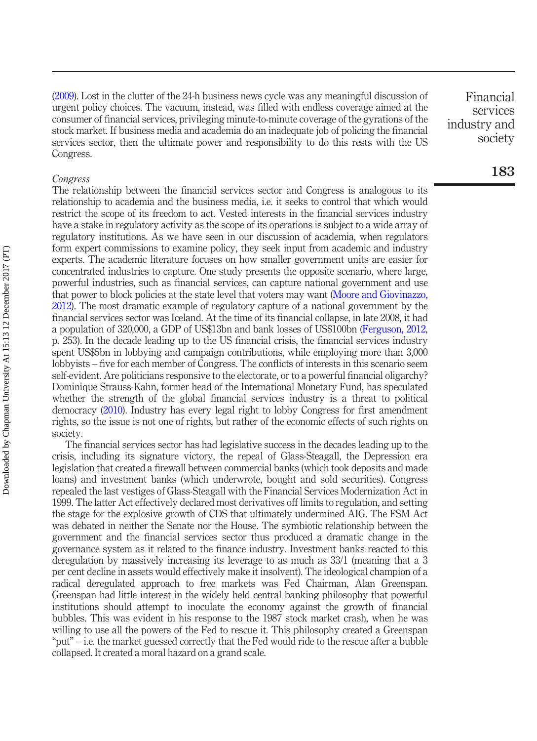(2009). Lost in the clutter of the 24-h business news cycle was any meaningful discussion of urgent policy choices. The vacuum, instead, was filled with endless coverage aimed at the consumer of financial services, privileging minute-to-minute coverage of the gyrations of the stock market. If business media and academia do an inadequate job of policing the financial services sector, then the ultimate power and responsibility to do this rests with the US Congress.

*Congress*

The relationship between the financial services sector and Congress is analogous to its relationship to academia and the business media, i.e. it seeks to control that which would restrict the scope of its freedom to act. Vested interests in the financial services industry have a stake in regulatory activity as the scope of its operations is subject to a wide array of regulatory institutions. As we have seen in our discussion of academia, when regulators form expert commissions to examine policy, they seek input from academic and industry experts. The academic literature focuses on how smaller government units are easier for concentrated industries to capture. One study presents the opposite scenario, where large, powerful industries, such as financial services, can capture national government and use that power to block policies at the state level that voters may want (Moore and Giovinazzo, 2012). The most dramatic example of regulatory capture of a national government by the financial services sector was Iceland. At the time of its financial collapse, in late 2008, it had a population of 320,000, a GDP of US$13bn and bank losses of US$100bn (Ferguson, 2012, p. 253). In the decade leading up to the US financial crisis, the financial services industry spent US$5bn in lobbying and campaign contributions, while employing more than 3,000 lobbyists – five for each member of Congress. The conflicts of interests in this scenario seem self-evident. Are politicians responsive to the electorate, or to a powerful financial oligarchy? Dominique Strauss-Kahn, former head of the International Monetary Fund, has speculated whether the strength of the global financial services industry is a threat to political democracy (2010). Industry has every legal right to lobby Congress for first amendment rights, so the issue is not one of rights, but rather of the economic effects of such rights on society.

The financial services sector has had legislative success in the decades leading up to the crisis, including its signature victory, the repeal of Glass-Steagall, the Depression era legislation that created a firewall between commercial banks (which took deposits and made loans) and investment banks (which underwrote, bought and sold securities). Congress repealed the last vestiges of Glass-Steagall with the Financial Services Modernization Act in 1999. The latter Act effectively declared most derivatives off limits to regulation, and setting the stage for the explosive growth of CDS that ultimately undermined AIG. The FSM Act was debated in neither the Senate nor the House. The symbiotic relationship between the government and the financial services sector thus produced a dramatic change in the governance system as it related to the finance industry. Investment banks reacted to this deregulation by massively increasing its leverage to as much as 33/1 (meaning that a 3 per cent decline in assets would effectively make it insolvent). The ideological champion of a radical deregulated approach to free markets was Fed Chairman, Alan Greenspan. Greenspan had little interest in the widely held central banking philosophy that powerful institutions should attempt to inoculate the economy against the growth of financial bubbles. This was evident in his response to the 1987 stock market crash, when he was willing to use all the powers of the Fed to rescue it. This philosophy created a Greenspan "put" – i.e. the market guessed correctly that the Fed would ride to the rescue after a bubble collapsed. It created a moral hazard on a grand scale.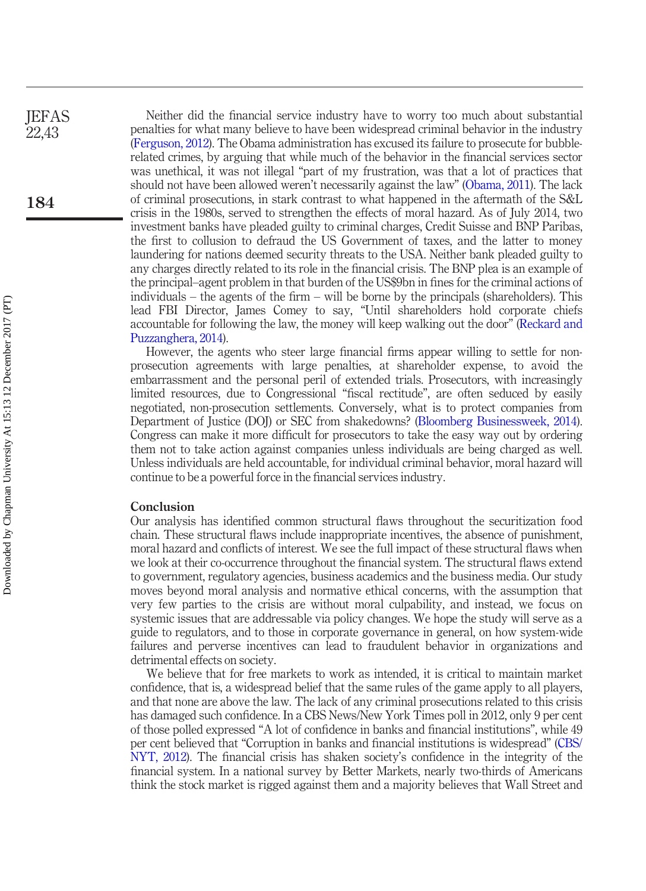Neither did the financial service industry have to worry too much about substantial penalties for what many believe to have been widespread criminal behavior in the industry (Ferguson, 2012). The Obama administration has excused its failure to prosecute for bubble-related crimes, by arguing that while much of the behavior in the financial services sector was unethical, it was not illegal "part of my frustration, was that a lot of practices that should not have been allowed weren't necessarily against the law" (Obama, 2011). The lack of criminal prosecutions, in stark contrast to what happened in the aftermath of the S&L crisis in the 1980s, served to strengthen the effects of moral hazard. As of July 2014, two investment banks have pleaded guilty to criminal charges, Credit Suisse and BNP Paribas, the first to collusion to defraud the US Government of taxes, and the latter to money laundering for nations deemed security threats to the USA. Neither bank pleaded guilty to any charges directly related to its role in the financial crisis. The BNP plea is an example of the principal–agent problem in that burden of the US$9bn in fines for the criminal actions of individuals – the agents of the firm – will be borne by the principals (shareholders). This lead FBI Director, James Comey to say, "Until shareholders hold corporate chiefs accountable for following the law, the money will keep walking out the door" (Reckard and Puzzanghera, 2014).

However, the agents who steer large financial firms appear willing to settle for non-prosecution agreements with large penalties, at shareholder expense, to avoid the embarrassment and the personal peril of extended trials. Prosecutors, with increasingly limited resources, due to Congressional "fiscal rectitude", are often seduced by easily negotiated, non-prosecution settlements. Conversely, what is to protect companies from Department of Justice (DOJ) or SEC from shakedowns? (Bloomberg Businessweek, 2014). Congress can make it more difficult for prosecutors to take the easy way out by ordering them not to take action against companies unless individuals are being charged as well. Unless individuals are held accountable, for individual criminal behavior, moral hazard will continue to be a powerful force in the financial services industry.

## Conclusion

Our analysis has identified common structural flaws throughout the securitization food chain. These structural flaws include inappropriate incentives, the absence of punishment, moral hazard and conflicts of interest. We see the full impact of these structural flaws when we look at their co-occurrence throughout the financial system. The structural flaws extend to government, regulatory agencies, business academics and the business media. Our study moves beyond moral analysis and normative ethical concerns, with the assumption that very few parties to the crisis are without moral culpability, and instead, we focus on systemic issues that are addressable via policy changes. We hope the study will serve as a guide to regulators, and to those in corporate governance in general, on how system-wide failures and perverse incentives can lead to fraudulent behavior in organizations and detrimental effects on society.

We believe that for free markets to work as intended, it is critical to maintain market confidence, that is, a widespread belief that the same rules of the game apply to all players, and that none are above the law. The lack of any criminal prosecutions related to this crisis has damaged such confidence. In a CBS News/New York Times poll in 2012, only 9 per cent of those polled expressed "A lot of confidence in banks and financial institutions", while 49 per cent believed that "Corruption in banks and financial institutions is widespread" (CBS/NYT, 2012). The financial crisis has shaken society's confidence in the integrity of the financial system. In a national survey by Better Markets, nearly two-thirds of Americans think the stock market is rigged against them and a majority believes that Wall Street and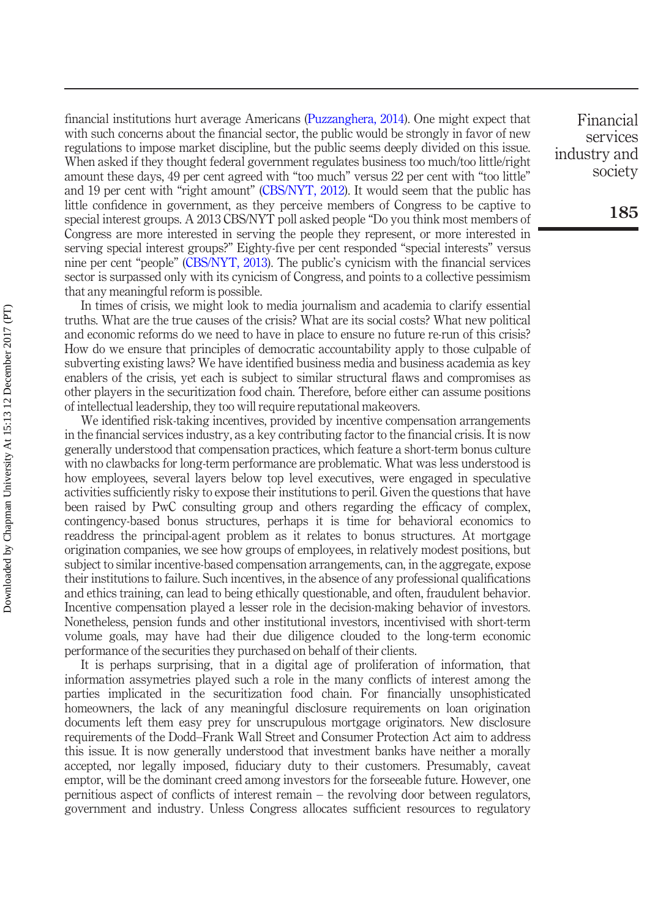financial institutions hurt average Americans (Puzzanghera, 2014). One might expect that with such concerns about the financial sector, the public would be strongly in favor of new regulations to impose market discipline, but the public seems deeply divided on this issue. When asked if they thought federal government regulates business too much/too little/right amount these days, 49 per cent agreed with "too much" versus 22 per cent with "too little" and 19 per cent with "right amount" (CBS/NYT, 2012). It would seem that the public has little confidence in government, as they perceive members of Congress to be captive to special interest groups. A 2013 CBS/NYT poll asked people "Do you think most members of Congress are more interested in serving the people they represent, or more interested in serving special interest groups?" Eighty-five per cent responded "special interests" versus nine per cent "people" (CBS/NYT, 2013). The public's cynicism with the financial services sector is surpassed only with its cynicism of Congress, and points to a collective pessimism that any meaningful reform is possible.

In times of crisis, we might look to media journalism and academia to clarify essential truths. What are the true causes of the crisis? What are its social costs? What new political and economic reforms do we need to have in place to ensure no future re-run of this crisis? How do we ensure that principles of democratic accountability apply to those culpable of subverting existing laws? We have identified business media and business academia as key enablers of the crisis, yet each is subject to similar structural flaws and compromises as other players in the securitization food chain. Therefore, before either can assume positions of intellectual leadership, they too will require reputational makeovers.

We identified risk-taking incentives, provided by incentive compensation arrangements in the financial services industry, as a key contributing factor to the financial crisis. It is now generally understood that compensation practices, which feature a short-term bonus culture with no clawbacks for long-term performance are problematic. What was less understood is how employees, several layers below top level executives, were engaged in speculative activities sufficiently risky to expose their institutions to peril. Given the questions that have been raised by PwC consulting group and others regarding the efficacy of complex, contingency-based bonus structures, perhaps it is time for behavioral economics to readdress the principal-agent problem as it relates to bonus structures. At mortgage origination companies, we see how groups of employees, in relatively modest positions, but subject to similar incentive-based compensation arrangements, can, in the aggregate, expose their institutions to failure. Such incentives, in the absence of any professional qualifications and ethics training, can lead to being ethically questionable, and often, fraudulent behavior. Incentive compensation played a lesser role in the decision-making behavior of investors. Nonetheless, pension funds and other institutional investors, incentivised with short-term volume goals, may have had their due diligence clouded to the long-term economic performance of the securities they purchased on behalf of their clients.

It is perhaps surprising, that in a digital age of proliferation of information, that information assymetries played such a role in the many conflicts of interest among the parties implicated in the securitization food chain. For financially unsophisticated homeowners, the lack of any meaningful disclosure requirements on loan origination documents left them easy prey for unscrupulous mortgage originators. New disclosure requirements of the Dodd–Frank Wall Street and Consumer Protection Act aim to address this issue. It is now generally understood that investment banks have neither a morally accepted, nor legally imposed, fiduciary duty to their customers. Presumably, caveat emptor, will be the dominant creed among investors for the forseeable future. However, one pernitious aspect of conflicts of interest remain – the revolving door between regulators, government and industry. Unless Congress allocates sufficient resources to regulatory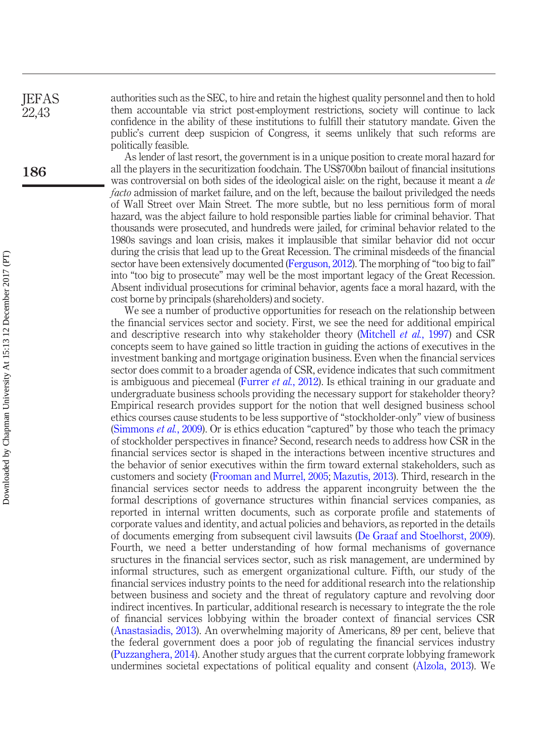authorities such as the SEC, to hire and retain the highest quality personnel and then to hold them accountable via strict post-employment restrictions, society will continue to lack confidence in the ability of these institutions to fulfill their statutory mandate. Given the public's current deep suspicion of Congress, it seems unlikely that such reforms are politically feasible.

As lender of last resort, the government is in a unique position to create moral hazard for all the players in the securitization foodchain. The US$700bn bailout of financial insitutions was controversial on both sides of the ideological aisle: on the right, because it meant a *de facto* admission of market failure, and on the left, because the bailout priviledged the needs of Wall Street over Main Street. The more subtle, but no less pernitious form of moral hazard, was the abject failure to hold responsible parties liable for criminal behavior. That thousands were prosecuted, and hundreds were jailed, for criminal behavior related to the 1980s savings and loan crisis, makes it implausible that similar behavior did not occur during the crisis that lead up to the Great Recession. The criminal misdeeds of the financial sector have been extensively documented (Ferguson, 2012). The morphing of "too big to fail" into "too big to prosecute" may well be the most important legacy of the Great Recession. Absent individual prosecutions for criminal behavior, agents face a moral hazard, with the cost borne by principals (shareholders) and society.

We see a number of productive opportunities for reseach on the relationship between the financial services sector and society. First, we see the need for additional empirical and descriptive research into why stakeholder theory (Mitchell *et al.*, 1997) and CSR concepts seem to have gained so little traction in guiding the actions of executives in the investment banking and mortgage origination business. Even when the financial services sector does commit to a broader agenda of CSR, evidence indicates that such commitment is ambiguous and piecemeal (Furrer *et al.*, 2012). Is ethical training in our graduate and undergraduate business schools providing the necessary support for stakeholder theory? Empirical research provides support for the notion that well designed business school ethics courses cause students to be less supportive of "stockholder-only" view of business (Simmons *et al.*, 2009). Or is ethics education "captured" by those who teach the primacy of stockholder perspectives in finance? Second, research needs to address how CSR in the financial services sector is shaped in the interactions between incentive structures and the behavior of senior executives within the firm toward external stakeholders, such as customers and society (Frooman and Murrel, 2005; Mazutis, 2013). Third, research in the financial services sector needs to address the apparent incongruity between the the formal descriptions of governance structures within financial services companies, as reported in internal written documents, such as corporate profile and statements of corporate values and identity, and actual policies and behaviors, as reported in the details of documents emerging from subsequent civil lawsuits (De Graaf and Stoelhorst, 2009). Fourth, we need a better understanding of how formal mechanisms of governance sructures in the financial services sector, such as risk management, are undermined by informal structures, such as emergent organizational culture. Fifth, our study of the financial services industry points to the need for additional research into the relationship between business and society and the threat of regulatory capture and revolving door indirect incentives. In particular, additional research is necessary to integrate the the role of financial services lobbying within the broader context of financial services CSR (Anastasiadis, 2013). An overwhelming majority of Americans, 89 per cent, believe that the federal government does a poor job of regulating the financial services industry (Puzzanghera, 2014). Another study argues that the current corprate lobbying framework undermines societal expectations of political equality and consent (Alzola, 2013). We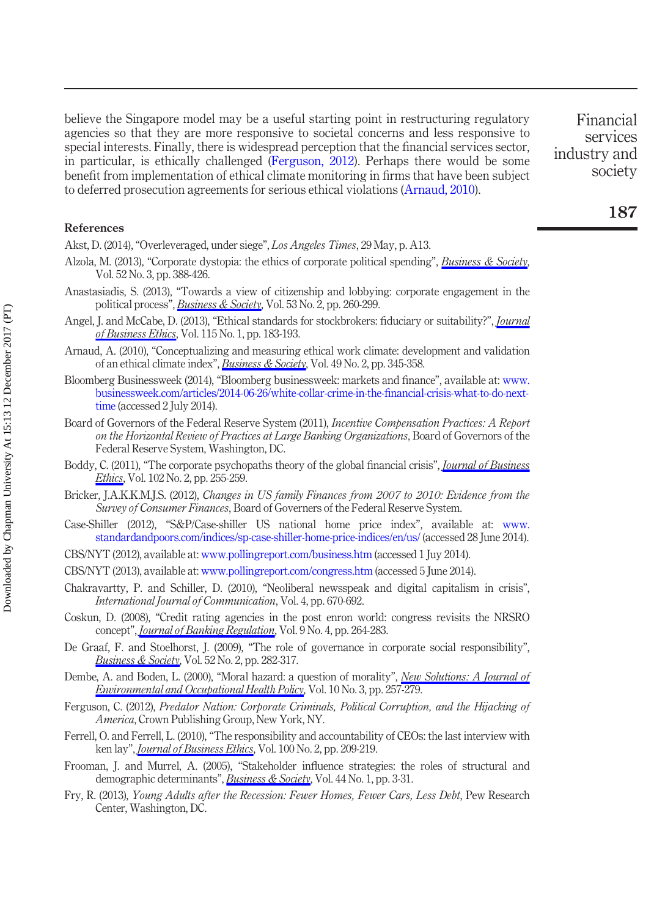believe the Singapore model may be a useful starting point in restructuring regulatory agencies so that they are more responsive to societal concerns and less responsive to special interests. Finally, there is widespread perception that the financial services sector, in particular, is ethically challenged (Ferguson, 2012). Perhaps there would be some benefit from implementation of ethical climate monitoring in firms that have been subject to deferred prosecution agreements for serious ethical violations (Arnaud, 2010).

## References

Akst, D. (2014), "Overleveraged, under siege", *Los Angeles Times*, 29 May, p. A13.

Alzola, M. (2013), "Corporate dystopia: the ethics of corporate political spending", *Business & Society*, Vol. 52 No. 3, pp. 388-426.

Anastasiadis, S. (2013), "Towards a view of citizenship and lobbying: corporate engagement in the political process", *Business & Society*, Vol. 53 No. 2, pp. 260-299.

Angel, J. and McCabe, D. (2013), "Ethical standards for stockbrokers: fiduciary or suitability?", *Journal of Business Ethics*, Vol. 115 No. 1, pp. 183-193.

Arnaud, A. (2010), "Conceptualizing and measuring ethical work climate: development and validation of an ethical climate index", *Business & Society*, Vol. 49 No. 2, pp. 345-358.

Bloomberg Businessweek (2014), "Bloomberg businessweek: markets and finance", available at: www.businessweek.com/articles/2014-06-26/white-collar-crime-in-the-financial-crisis-what-to-do-next-time (accessed 2 July 2014).

Board of Governors of the Federal Reserve System (2011), *Incentive Compensation Practices: A Report on the Horizontal Review of Practices at Large Banking Organizations*, Board of Governors of the Federal Reserve System, Washington, DC.

Boddy, C. (2011), "The corporate psychopaths theory of the global financial crisis", *Journal of Business Ethics*, Vol. 102 No. 2, pp. 255-259.

Bricker, J.A.K.K.M.J.S. (2012), *Changes in US family Finances from 2007 to 2010: Evidence from the Survey of Consumer Finances*, Board of Governers of the Federal Reserve System.

Case-Shiller (2012), "S&P/Case-shiller US national home price index", available at: www.standardandpoors.com/indices/sp-case-shiller-home-price-indices/en/us/ (accessed 28 June 2014).

CBS/NYT (2012), available at: www.pollingreport.com/business.htm (accessed 1 Juy 2014).

CBS/NYT (2013), available at: www.pollingreport.com/congress.htm (accessed 5 June 2014).

Chakravartty, P. and Schiller, D. (2010), "Neoliberal newsspeak and digital capitalism in crisis", *International Journal of Communication*, Vol. 4, pp. 670-692.

Coskun, D. (2008), "Credit rating agencies in the post enron world: congress revisits the NRSRO concept", *Journal of Banking Regulation*, Vol. 9 No. 4, pp. 264-283.

De Graaf, F. and Stoelhorst, J. (2009), "The role of governance in corporate social responsibility", *Business & Society*, Vol. 52 No. 2, pp. 282-317.

Dembe, A. and Boden, L. (2000), "Moral hazard: a question of morality", *New Solutions: A Journal of Environmental and Occupational Health Policy*, Vol. 10 No. 3, pp. 257-279.

Ferguson, C. (2012), *Predator Nation: Corporate Criminals, Political Corruption, and the Hijacking of America*, Crown Publishing Group, New York, NY.

Ferrell, O. and Ferrell, L. (2010), "The responsibility and accountability of CEOs: the last interview with ken lay", *Journal of Business Ethics*, Vol. 100 No. 2, pp. 209-219.

Frooman, J. and Murrel, A. (2005), "Stakeholder influence strategies: the roles of structural and demographic determinants", *Business & Society*, Vol. 44 No. 1, pp. 3-31.

Fry, R. (2013), *Young Adults after the Recession: Fewer Homes, Fewer Cars, Less Debt*, Pew Research Center, Washington, DC.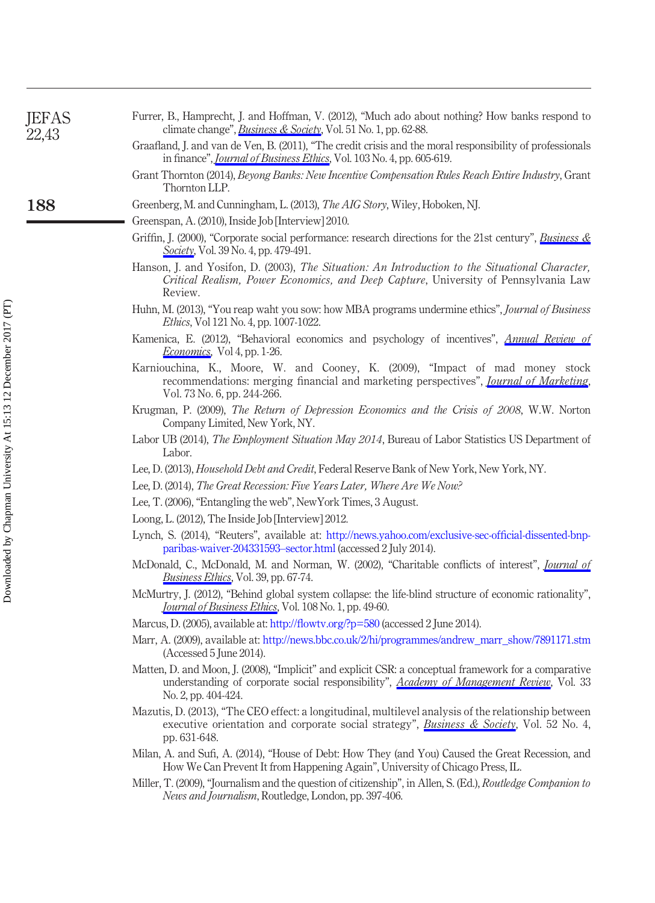Furrer, B., Hamprecht, J. and Hoffman, V. (2012), "Much ado about nothing? How banks respond to climate change", *Business & Society*, Vol. 51 No. 1, pp. 62-88.

Graafland, J. and van de Ven, B. (2011), "The credit crisis and the moral responsibility of professionals in finance", *Journal of Business Ethics*, Vol. 103 No. 4, pp. 605-619.

Grant Thornton (2014), *Beyong Banks: New Incentive Compensation Rules Reach Entire Industry*, Grant Thornton LLP.

Greenberg, M. and Cunningham, L. (2013), *The AIG Story*, Wiley, Hoboken, NJ.

Greenspan, A. (2010), Inside Job [Interview] 2010.

Griffin, J. (2000), "Corporate social performance: research directions for the 21st century", *Business & Society*, Vol. 39 No. 4, pp. 479-491.

Hanson, J. and Yosifon, D. (2003), *The Situation: An Introduction to the Situational Character, Critical Realism, Power Economics, and Deep Capture*, University of Pennsylvania Law Review.

Huhn, M. (2013), "You reap waht you sow: how MBA programs undermine ethics", *Journal of Business Ethics*, Vol 121 No. 4, pp. 1007-1022.

Kamenica, E. (2012), "Behavioral economics and psychology of incentives", *Annual Review of Economics*, Vol 4, pp. 1-26.

Karniouchina, K., Moore, W. and Cooney, K. (2009), "Impact of mad money stock recommendations: merging financial and marketing perspectives", *Journal of Marketing*, Vol. 73 No. 6, pp. 244-266.

Krugman, P. (2009), *The Return of Depression Economics and the Crisis of 2008*, W.W. Norton Company Limited, New York, NY.

Labor UB (2014), *The Employment Situation May 2014*, Bureau of Labor Statistics US Department of Labor.

Lee, D. (2013), *Household Debt and Credit*, Federal Reserve Bank of New York, New York, NY.

Lee, D. (2014), *The Great Recession: Five Years Later, Where Are We Now?*

Lee, T. (2006), "Entangling the web", NewYork Times, 3 August.

Loong, L. (2012), The Inside Job [Interview] 2012.

Lynch, S. (2014), "Reuters", available at: http://news.yahoo.com/exclusive-sec-official-dissented-bnp-paribas-waiver-204331593–sector.html (accessed 2 July 2014).

McDonald, C., McDonald, M. and Norman, W. (2002), "Charitable conflicts of interest", *Journal of Business Ethics*, Vol. 39, pp. 67-74.

McMurtry, J. (2012), "Behind global system collapse: the life-blind structure of economic rationality", *Journal of Business Ethics*, Vol. 108 No. 1, pp. 49-60.

Marcus, D. (2005), available at: http://flowtv.org/?p=580 (accessed 2 June 2014).

Marr, A. (2009), available at: http://news.bbc.co.uk/2/hi/programmes/andrew_marr_show/7891171.stm (Accessed 5 June 2014).

Matten, D. and Moon, J. (2008), "Implicit" and explicit CSR: a conceptual framework for a comparative understanding of corporate social responsibility", *Academy of Management Review*, Vol. 33 No. 2, pp. 404-424.

Mazutis, D. (2013), "The CEO effect: a longitudinal, multilevel analysis of the relationship between executive orientation and corporate social strategy", *Business & Society*, Vol. 52 No. 4, pp. 631-648.

Milan, A. and Sufi, A. (2014), "House of Debt: How They (and You) Caused the Great Recession, and How We Can Prevent It from Happening Again", University of Chicago Press, IL.

Miller, T. (2009), "Journalism and the question of citizenship", in Allen, S. (Ed.), *Routledge Companion to News and Journalism*, Routledge, London, pp. 397-406.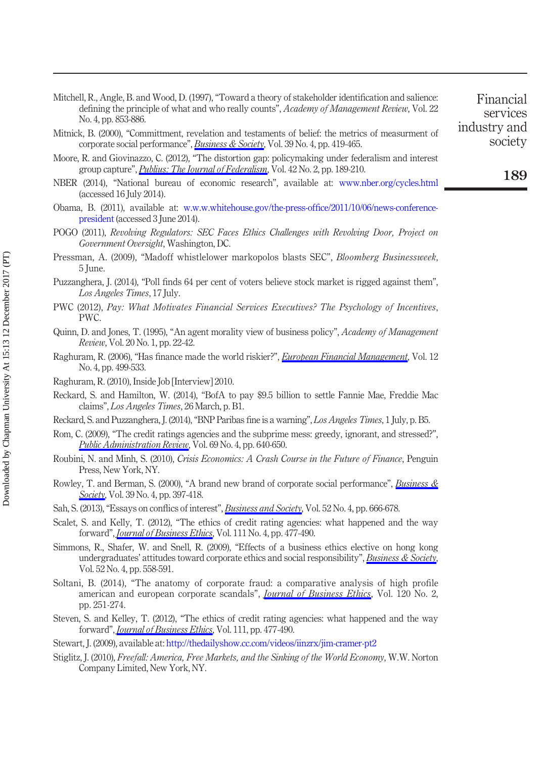Mitchell, R., Angle, B. and Wood, D. (1997), "Toward a theory of stakeholder identification and salience: defining the principle of what and who really counts", *Academy of Management Review*, Vol. 22 No. 4, pp. 853-886.

Mitnick, B. (2000), "Committment, revelation and testaments of belief: the metrics of measurment of corporate social performance", *Business & Society*, Vol. 39 No. 4, pp. 419-465.

Moore, R. and Giovinazzo, C. (2012), "The distortion gap: policymaking under federalism and interest group capture", *Publius: The Journal of Federalism*, Vol. 42 No. 2, pp. 189-210.

NBER (2014), "National bureau of economic research", available at: www.nber.org/cycles.html (accessed 16 July 2014).

Obama, B. (2011), available at: w.w.w.whitehouse.gov/the-press-office/2011/10/06/news-conference-president (accessed 3 June 2014).

POGO (2011), *Revolving Regulators: SEC Faces Ethics Challenges with Revolving Door, Project on Government Oversight*, Washington, DC.

Pressman, A. (2009), "Madoff whistlelower markopolos blasts SEC", *Bloomberg Businessweek*, 5 June.

Puzzanghera, J. (2014), "Poll finds 64 per cent of voters believe stock market is rigged against them", *Los Angeles Times*, 17 July.

PWC (2012), *Pay: What Motivates Financial Services Executives? The Psychology of Incentives*, PWC.

Quinn, D. and Jones, T. (1995), "An agent morality view of business policy", *Academy of Management Review*, Vol. 20 No. 1, pp. 22-42.

Raghuram, R. (2006), "Has finance made the world riskier?", *European Financial Management*, Vol. 12 No. 4, pp. 499-533.

Raghuram, R. (2010), Inside Job [Interview] 2010.

Reckard, S. and Hamilton, W. (2014), "BofA to pay $9.5 billion to settle Fannie Mae, Freddie Mac claims", *Los Angeles Times*, 26 March, p. B1.

Reckard, S. and Puzzanghera, J. (2014), "BNP Paribas fine is a warning", *Los Angeles Times*, 1 July, p. B5.

Rom, C. (2009), "The credit ratings agencies and the subprime mess: greedy, ignorant, and stressed?", *Public Administration Review*, Vol. 69 No. 4, pp. 640-650.

Roubini, N. and Minh, S. (2010), *Crisis Economics: A Crash Course in the Future of Finance*, Penguin Press, New York, NY.

Rowley, T. and Berman, S. (2000), "A brand new brand of corporate social performance", *Business & Society*, Vol. 39 No. 4, pp. 397-418.

Sah, S. (2013), "Essays on conflics of interest", *Business and Society*, Vol. 52 No. 4, pp. 666-678.

Scalet, S. and Kelly, T. (2012), "The ethics of credit rating agencies: what happened and the way forward", *Journal of Business Ethics*, Vol. 111 No. 4, pp. 477-490.

Simmons, R., Shafer, W. and Snell, R. (2009), "Effects of a business ethics elective on hong kong undergraduates' attitudes toward corporate ethics and social responsibility", *Business & Society*, Vol. 52 No. 4, pp. 558-591.

Soltani, B. (2014), "The anatomy of corporate fraud: a comparative analysis of high profile american and european corporate scandals", *Journal of Business Ethics*, Vol. 120 No. 2, pp. 251-274.

Steven, S. and Kelley, T. (2012), "The ethics of credit rating agencies: what happened and the way forward", *Journal of Business Ethics*, Vol. 111, pp. 477-490.

Stewart, J. (2009), available at: http://thedailyshow.cc.com/videos/iinzrx/jim-cramer-pt2

Stiglitz, J. (2010), *Freefall: America, Free Markets, and the Sinking of the World Economy*, W.W. Norton Company Limited, New York, NY.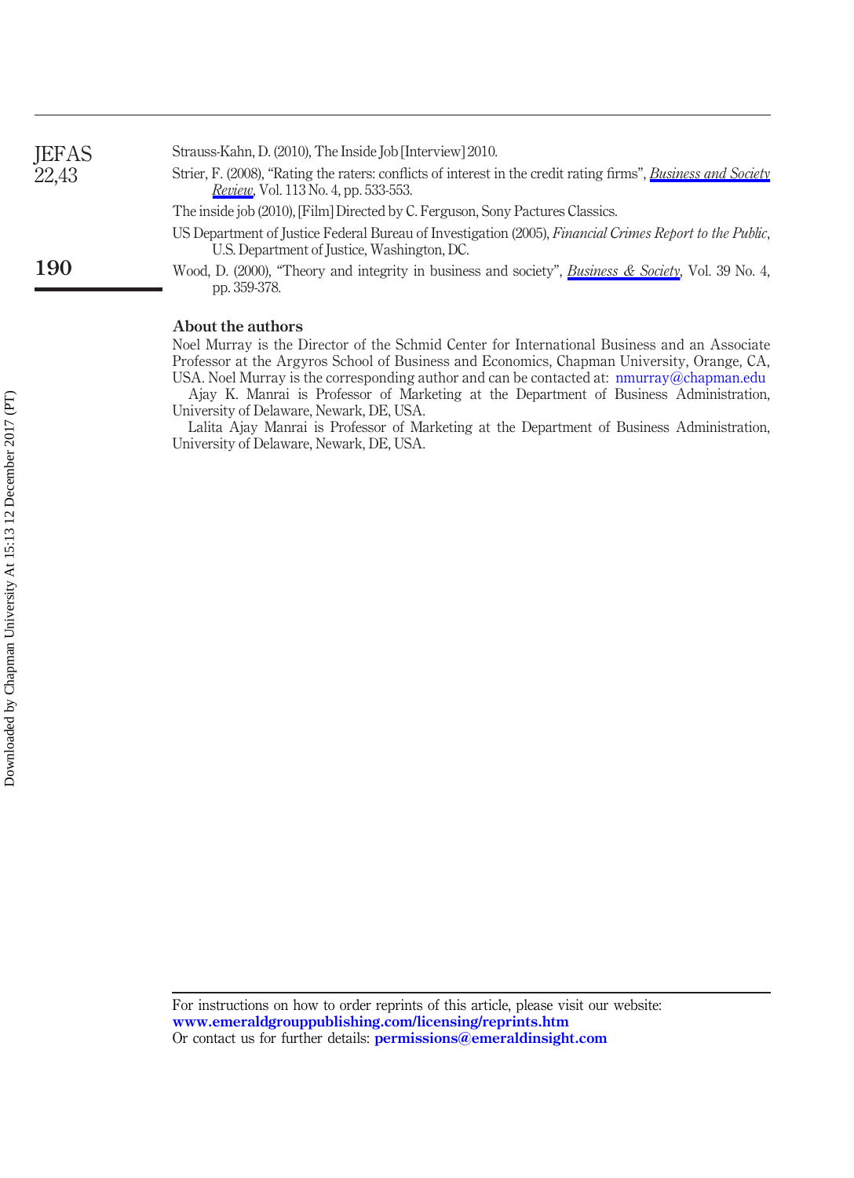Strauss-Kahn, D. (2010), The Inside Job [Interview] 2010.

Strier, F. (2008), "Rating the raters: conflicts of interest in the credit rating firms", *Business and Society Review*, Vol. 113 No. 4, pp. 533-553.

The inside job (2010), [Film] Directed by C. Ferguson, Sony Pactures Classics.

US Department of Justice Federal Bureau of Investigation (2005), *Financial Crimes Report to the Public*, U.S. Department of Justice, Washington, DC.

Wood, D. (2000), "Theory and integrity in business and society", *Business & Society*, Vol. 39 No. 4, pp. 359-378.

## About the authors

Noel Murray is the Director of the Schmid Center for International Business and an Associate Professor at the Argyros School of Business and Economics, Chapman University, Orange, CA, USA. Noel Murray is the corresponding author and can be contacted at: nmurray@chapman.edu

Ajay K. Manrai is Professor of Marketing at the Department of Business Administration, University of Delaware, Newark, DE, USA.

Lalita Ajay Manrai is Professor of Marketing at the Department of Business Administration, University of Delaware, Newark, DE, USA.

For instructions on how to order reprints of this article, please visit our website:
**www.emeraldgrouppublishing.com/licensing/reprints.htm**
Or contact us for further details: **permissions@emeraldinsight.com**